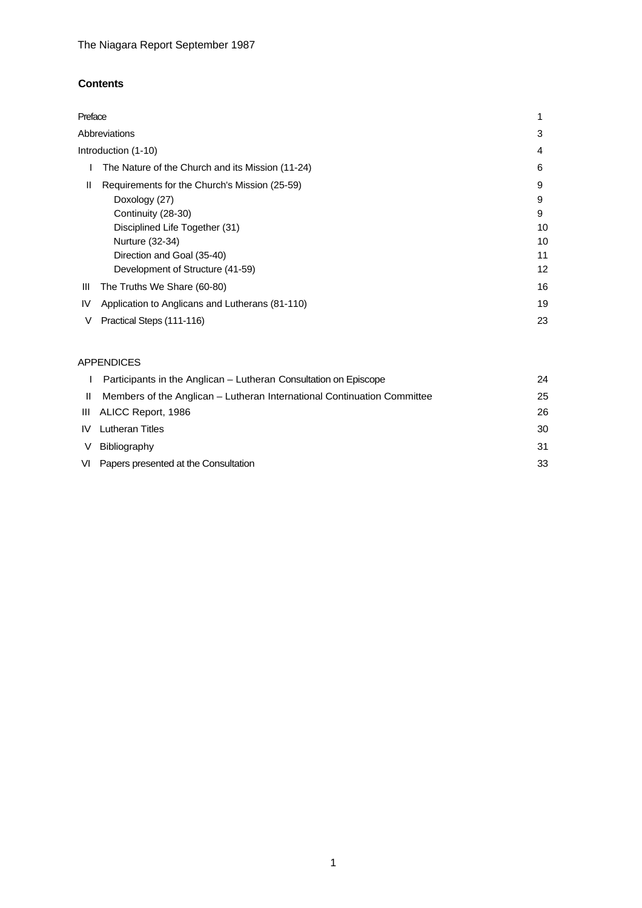The Niagara Report September 1987

## Contents

| | | |
|---|---|---|
| Preface | | 1 |
| Abbreviations | | 3 |
| Introduction (1-10) | | 4 |
| I | The Nature of the Church and its Mission (11-24) | 6 |
| II | Requirements for the Church's Mission (25-59) | 9 |
| | Doxology (27) | 9 |
| | Continuity (28-30) | 9 |
| | Disciplined Life Together (31) | 10 |
| | Nurture (32-34) | 10 |
| | Direction and Goal (35-40) | 11 |
| | Development of Structure (41-59) | 12 |
| III | The Truths We Share (60-80) | 16 |
| IV | Application to Anglicans and Lutherans (81-110) | 19 |
| V | Practical Steps (111-116) | 23 |

APPENDICES

| | | |
|---|---|---|
| I | Participants in the Anglican – Lutheran Consultation on Episcope | 24 |
| II | Members of the Anglican – Lutheran International Continuation Committee | 25 |
| III | ALICC Report, 1986 | 26 |
| IV | Lutheran Titles | 30 |
| V | Bibliography | 31 |
| VI | Papers presented at the Consultation | 33 |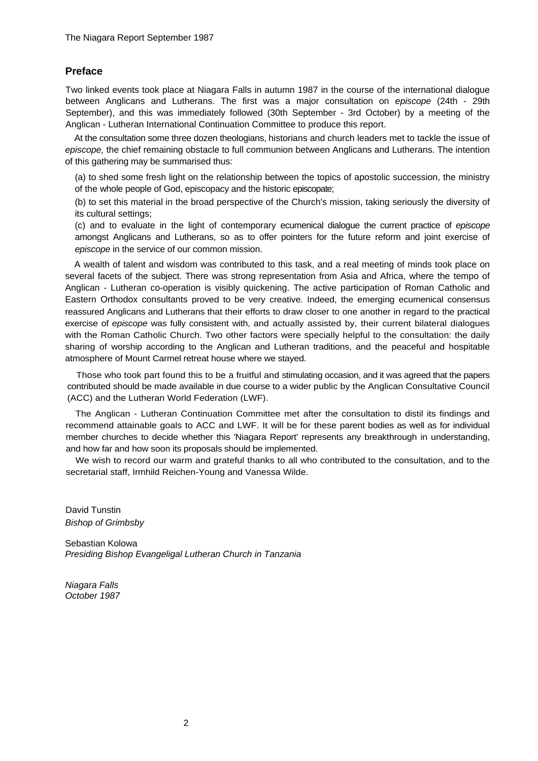## Preface

Two linked events took place at Niagara Falls in autumn 1987 in the course of the international dialogue between Anglicans and Lutherans. The first was a major consultation on *episcope* (24th - 29th September), and this was immediately followed (30th September - 3rd October) by a meeting of the Anglican - Lutheran International Continuation Committee to produce this report.

At the consultation some three dozen theologians, historians and church leaders met to tackle the issue of *episcope,* the chief remaining obstacle to full communion between Anglicans and Lutherans. The intention of this gathering may be summarised thus:

(a) to shed some fresh light on the relationship between the topics of apostolic succession, the ministry of the whole people of God, episcopacy and the historic episcopate;

(b) to set this material in the broad perspective of the Church's mission, taking seriously the diversity of its cultural settings;

(c) and to evaluate in the light of contemporary ecumenical dialogue the current practice of *episcope* amongst Anglicans and Lutherans, so as to offer pointers for the future reform and joint exercise of *episcope* in the service of our common mission.

A wealth of talent and wisdom was contributed to this task, and a real meeting of minds took place on several facets of the subject. There was strong representation from Asia and Africa, where the tempo of Anglican - Lutheran co-operation is visibly quickening. The active participation of Roman Catholic and Eastern Orthodox consultants proved to be very creative. Indeed, the emerging ecumenical consensus reassured Anglicans and Lutherans that their efforts to draw closer to one another in regard to the practical exercise of *episcope* was fully consistent with, and actually assisted by, their current bilateral dialogues with the Roman Catholic Church. Two other factors were specially helpful to the consultation: the daily sharing of worship according to the Anglican and Lutheran traditions, and the peaceful and hospitable atmosphere of Mount Carmel retreat house where we stayed.

Those who took part found this to be a fruitful and stimulating occasion, and it was agreed that the papers contributed should be made available in due course to a wider public by the Anglican Consultative Council (ACC) and the Lutheran World Federation (LWF).

The Anglican - Lutheran Continuation Committee met after the consultation to distil its findings and recommend attainable goals to ACC and LWF. It will be for these parent bodies as well as for individual member churches to decide whether this 'Niagara Report' represents any breakthrough in understanding, and how far and how soon its proposals should be implemented.

We wish to record our warm and grateful thanks to all who contributed to the consultation, and to the secretarial staff, Irmhild Reichen-Young and Vanessa Wilde.

David Tunstin
*Bishop of Grimbsby*

Sebastian Kolowa
*Presiding Bishop Evangeligal Lutheran Church in Tanzania*

*Niagara Falls*
*October 1987*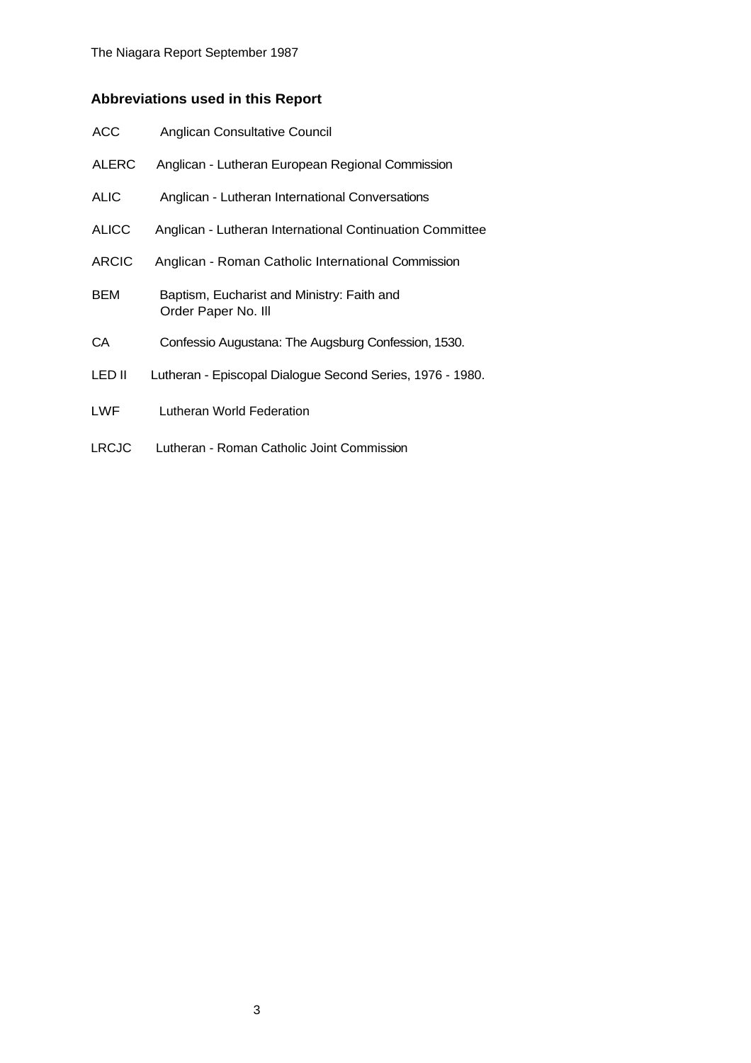## Abbreviations used in this Report

| | |
|---|---|
| ACC | Anglican Consultative Council |
| ALERC | Anglican - Lutheran European Regional Commission |
| ALIC | Anglican - Lutheran International Conversations |
| ALICC | Anglican - Lutheran International Continuation Committee |
| ARCIC | Anglican - Roman Catholic International Commission |
| BEM | Baptism, Eucharist and Ministry: Faith and Order Paper No. Ill |
| CA | Confessio Augustana: The Augsburg Confession, 1530. |
| LED II | Lutheran - Episcopal Dialogue Second Series, 1976 - 1980. |
| LWF | Lutheran World Federation |
| LRCJC | Lutheran - Roman Catholic Joint Commission |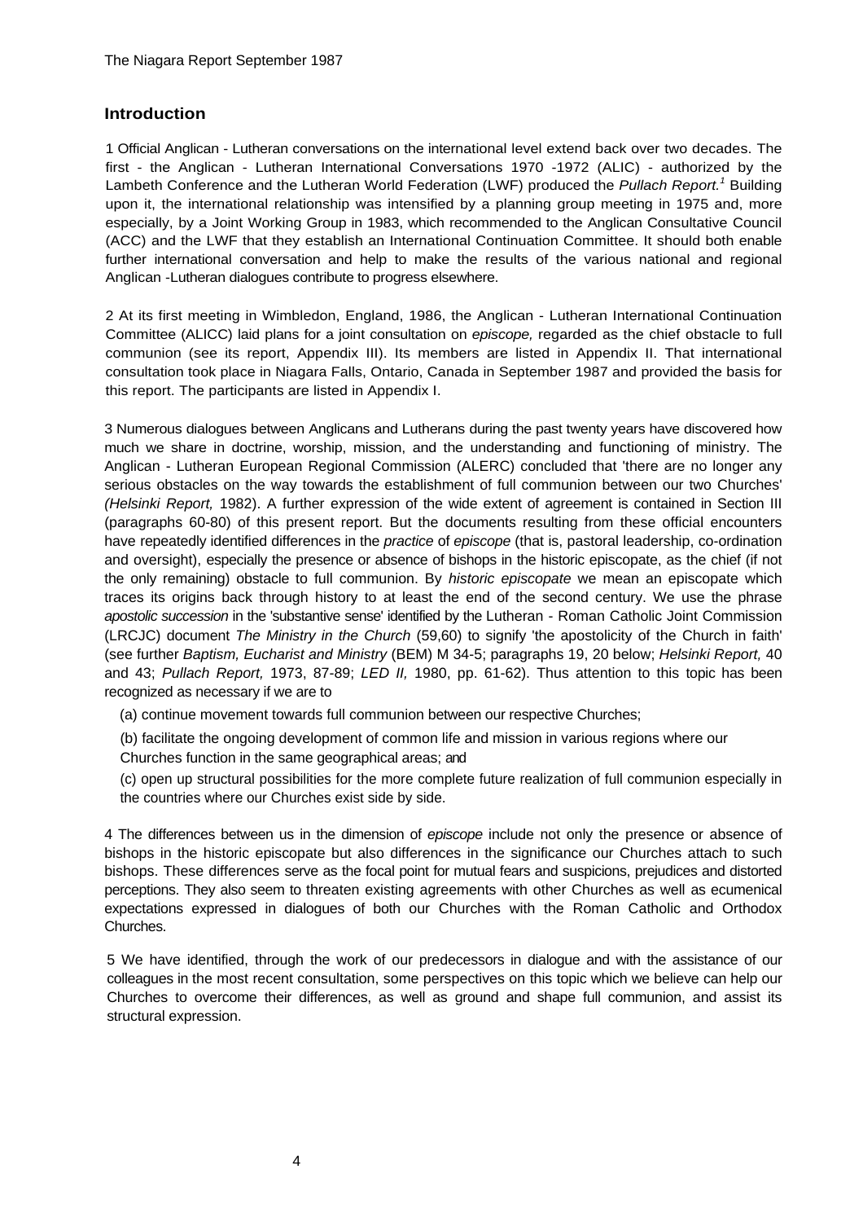## Introduction

1 Official Anglican - Lutheran conversations on the international level extend back over two decades. The first - the Anglican - Lutheran International Conversations 1970 -1972 (ALIC) - authorized by the Lambeth Conference and the Lutheran World Federation (LWF) produced the *Pullach Report.*[1] Building upon it, the international relationship was intensified by a planning group meeting in 1975 and, more especially, by a Joint Working Group in 1983, which recommended to the Anglican Consultative Council (ACC) and the LWF that they establish an International Continuation Committee. It should both enable further international conversation and help to make the results of the various national and regional Anglican -Lutheran dialogues contribute to progress elsewhere.

2 At its first meeting in Wimbledon, England, 1986, the Anglican - Lutheran International Continuation Committee (ALICC) laid plans for a joint consultation on *episcope,* regarded as the chief obstacle to full communion (see its report, Appendix III). Its members are listed in Appendix II. That international consultation took place in Niagara Falls, Ontario, Canada in September 1987 and provided the basis for this report. The participants are listed in Appendix I.

3 Numerous dialogues between Anglicans and Lutherans during the past twenty years have discovered how much we share in doctrine, worship, mission, and the understanding and functioning of ministry. The Anglican - Lutheran European Regional Commission (ALERC) concluded that 'there are no longer any serious obstacles on the way towards the establishment of full communion between our two Churches' *(Helsinki Report,* 1982). A further expression of the wide extent of agreement is contained in Section III (paragraphs 60-80) of this present report. But the documents resulting from these official encounters have repeatedly identified differences in the *practice* of *episcope* (that is, pastoral leadership, co-ordination and oversight), especially the presence or absence of bishops in the historic episcopate, as the chief (if not the only remaining) obstacle to full communion. By *historic episcopate* we mean an episcopate which traces its origins back through history to at least the end of the second century. We use the phrase *apostolic succession* in the 'substantive sense' identified by the Lutheran - Roman Catholic Joint Commission (LRCJC) document *The Ministry in the Church* (59,60) to signify 'the apostolicity of the Church in faith' (see further *Baptism, Eucharist and Ministry* (BEM) M 34-5; paragraphs 19, 20 below; *Helsinki Report,* 40 and 43; *Pullach Report,* 1973, 87-89; *LED II,* 1980, pp. 61-62). Thus attention to this topic has been recognized as necessary if we are to

(a) continue movement towards full communion between our respective Churches;

(b) facilitate the ongoing development of common life and mission in various regions where our Churches function in the same geographical areas; and

(c) open up structural possibilities for the more complete future realization of full communion especially in the countries where our Churches exist side by side.

4 The differences between us in the dimension of *episcope* include not only the presence or absence of bishops in the historic episcopate but also differences in the significance our Churches attach to such bishops. These differences serve as the focal point for mutual fears and suspicions, prejudices and distorted perceptions. They also seem to threaten existing agreements with other Churches as well as ecumenical expectations expressed in dialogues of both our Churches with the Roman Catholic and Orthodox Churches.

5 We have identified, through the work of our predecessors in dialogue and with the assistance of our colleagues in the most recent consultation, some perspectives on this topic which we believe can help our Churches to overcome their differences, as well as ground and shape full communion, and assist its structural expression.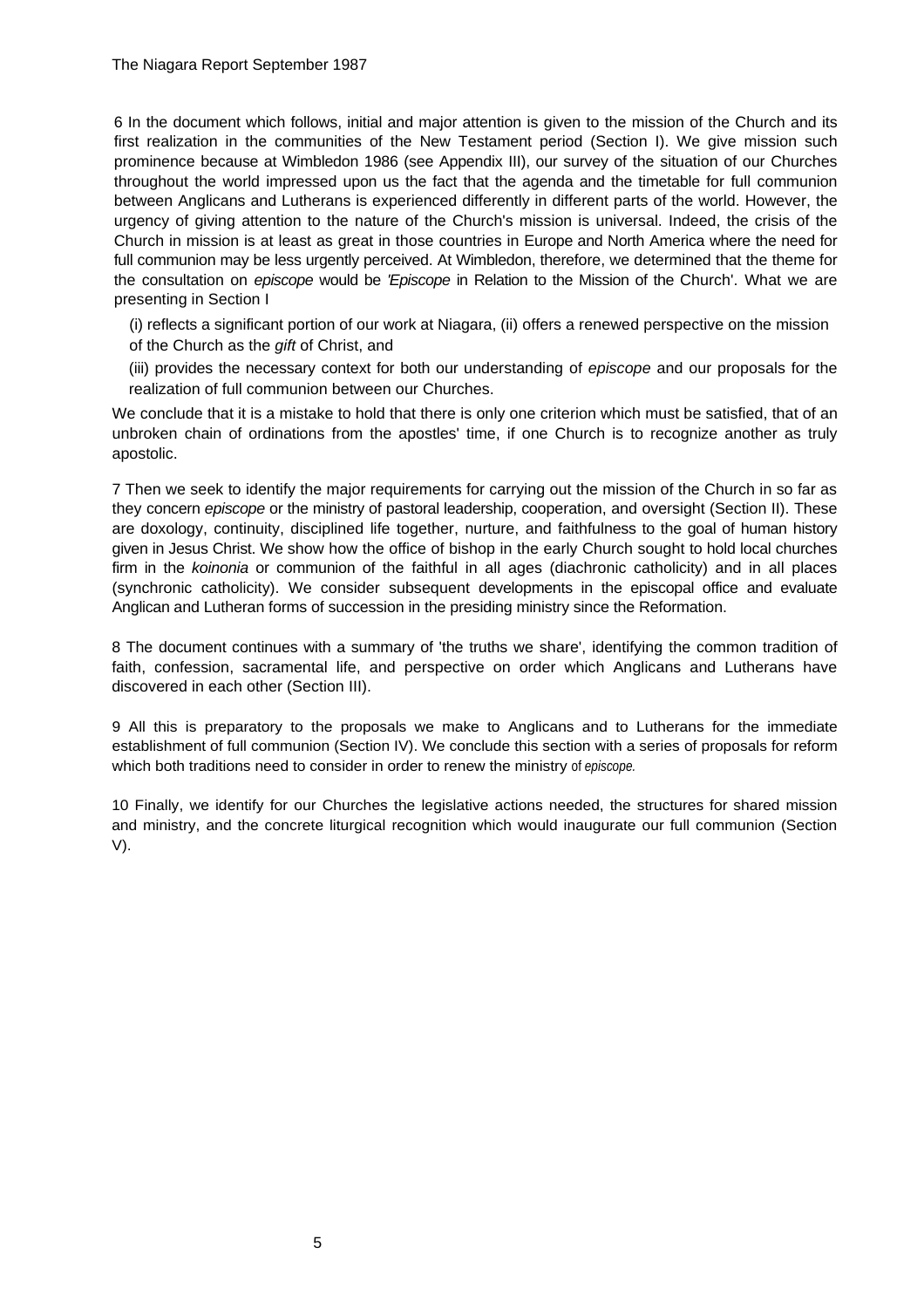6 In the document which follows, initial and major attention is given to the mission of the Church and its first realization in the communities of the New Testament period (Section I). We give mission such prominence because at Wimbledon 1986 (see Appendix III), our survey of the situation of our Churches throughout the world impressed upon us the fact that the agenda and the timetable for full communion between Anglicans and Lutherans is experienced differently in different parts of the world. However, the urgency of giving attention to the nature of the Church's mission is universal. Indeed, the crisis of the Church in mission is at least as great in those countries in Europe and North America where the need for full communion may be less urgently perceived. At Wimbledon, therefore, we determined that the theme for the consultation on *episcope* would be '*Episcope* in Relation to the Mission of the Church'. What we are presenting in Section I

(i) reflects a significant portion of our work at Niagara, (ii) offers a renewed perspective on the mission of the Church as the *gift* of Christ, and

(iii) provides the necessary context for both our understanding of *episcope* and our proposals for the realization of full communion between our Churches.

We conclude that it is a mistake to hold that there is only one criterion which must be satisfied, that of an unbroken chain of ordinations from the apostles' time, if one Church is to recognize another as truly apostolic.

7 Then we seek to identify the major requirements for carrying out the mission of the Church in so far as they concern *episcope* or the ministry of pastoral leadership, cooperation, and oversight (Section II). These are doxology, continuity, disciplined life together, nurture, and faithfulness to the goal of human history given in Jesus Christ. We show how the office of bishop in the early Church sought to hold local churches firm in the *koinonia* or communion of the faithful in all ages (diachronic catholicity) and in all places (synchronic catholicity). We consider subsequent developments in the episcopal office and evaluate Anglican and Lutheran forms of succession in the presiding ministry since the Reformation.

8 The document continues with a summary of 'the truths we share', identifying the common tradition of faith, confession, sacramental life, and perspective on order which Anglicans and Lutherans have discovered in each other (Section III).

9 All this is preparatory to the proposals we make to Anglicans and to Lutherans for the immediate establishment of full communion (Section IV). We conclude this section with a series of proposals for reform which both traditions need to consider in order to renew the ministry of *episcope.*

10 Finally, we identify for our Churches the legislative actions needed, the structures for shared mission and ministry, and the concrete liturgical recognition which would inaugurate our full communion (Section V).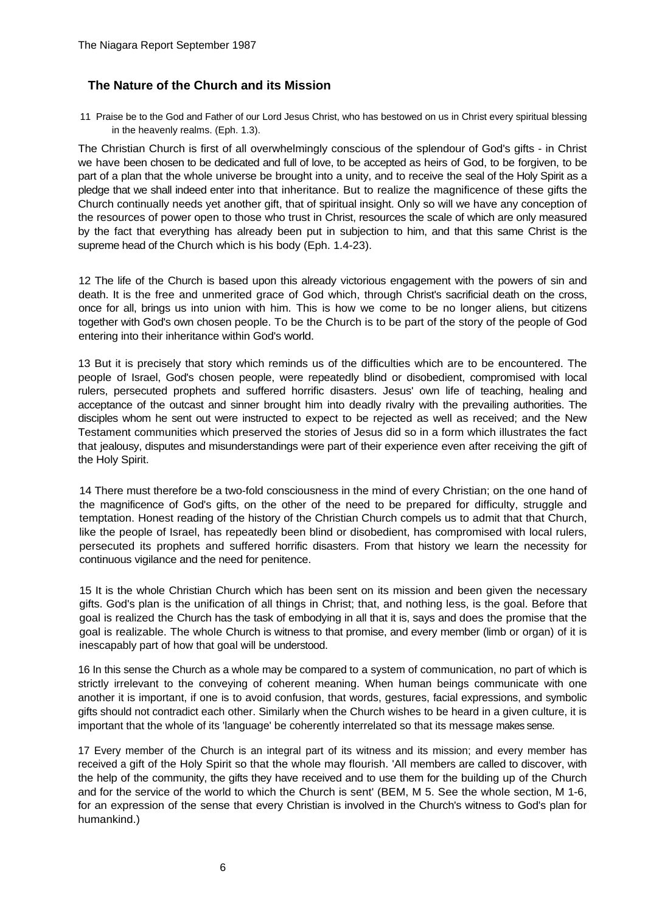## The Nature of the Church and its Mission

11 Praise be to the God and Father of our Lord Jesus Christ, who has bestowed on us in Christ every spiritual blessing in the heavenly realms. (Eph. 1.3).

The Christian Church is first of all overwhelmingly conscious of the splendour of God's gifts - in Christ we have been chosen to be dedicated and full of love, to be accepted as heirs of God, to be forgiven, to be part of a plan that the whole universe be brought into a unity, and to receive the seal of the Holy Spirit as a pledge that we shall indeed enter into that inheritance. But to realize the magnificence of these gifts the Church continually needs yet another gift, that of spiritual insight. Only so will we have any conception of the resources of power open to those who trust in Christ, resources the scale of which are only measured by the fact that everything has already been put in subjection to him, and that this same Christ is the supreme head of the Church which is his body (Eph. 1.4-23).

12 The life of the Church is based upon this already victorious engagement with the powers of sin and death. It is the free and unmerited grace of God which, through Christ's sacrificial death on the cross, once for all, brings us into union with him. This is how we come to be no longer aliens, but citizens together with God's own chosen people. To be the Church is to be part of the story of the people of God entering into their inheritance within God's world.

13 But it is precisely that story which reminds us of the difficulties which are to be encountered. The people of Israel, God's chosen people, were repeatedly blind or disobedient, compromised with local rulers, persecuted prophets and suffered horrific disasters. Jesus' own life of teaching, healing and acceptance of the outcast and sinner brought him into deadly rivalry with the prevailing authorities. The disciples whom he sent out were instructed to expect to be rejected as well as received; and the New Testament communities which preserved the stories of Jesus did so in a form which illustrates the fact that jealousy, disputes and misunderstandings were part of their experience even after receiving the gift of the Holy Spirit.

14 There must therefore be a two-fold consciousness in the mind of every Christian; on the one hand of the magnificence of God's gifts, on the other of the need to be prepared for difficulty, struggle and temptation. Honest reading of the history of the Christian Church compels us to admit that that Church, like the people of Israel, has repeatedly been blind or disobedient, has compromised with local rulers, persecuted its prophets and suffered horrific disasters. From that history we learn the necessity for continuous vigilance and the need for penitence.

15 It is the whole Christian Church which has been sent on its mission and been given the necessary gifts. God's plan is the unification of all things in Christ; that, and nothing less, is the goal. Before that goal is realized the Church has the task of embodying in all that it is, says and does the promise that the goal is realizable. The whole Church is witness to that promise, and every member (limb or organ) of it is inescapably part of how that goal will be understood.

16 In this sense the Church as a whole may be compared to a system of communication, no part of which is strictly irrelevant to the conveying of coherent meaning. When human beings communicate with one another it is important, if one is to avoid confusion, that words, gestures, facial expressions, and symbolic gifts should not contradict each other. Similarly when the Church wishes to be heard in a given culture, it is important that the whole of its 'language' be coherently interrelated so that its message makes sense.

17 Every member of the Church is an integral part of its witness and its mission; and every member has received a gift of the Holy Spirit so that the whole may flourish. 'All members are called to discover, with the help of the community, the gifts they have received and to use them for the building up of the Church and for the service of the world to which the Church is sent' (BEM, M 5. See the whole section, M 1-6, for an expression of the sense that every Christian is involved in the Church's witness to God's plan for humankind.)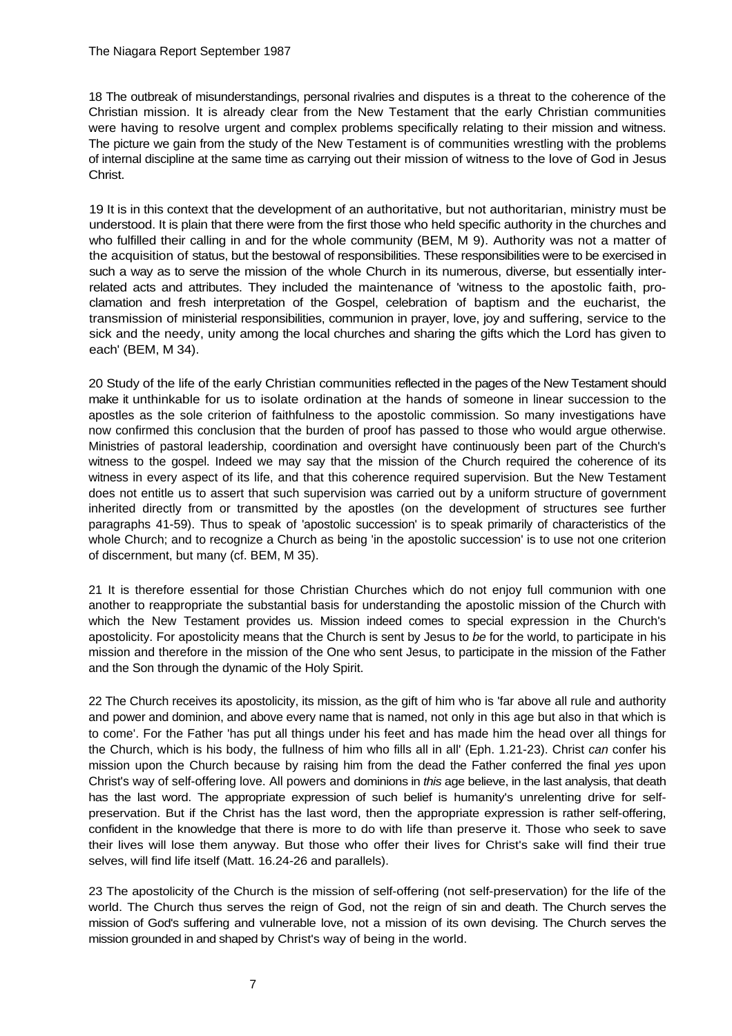18 The outbreak of misunderstandings, personal rivalries and disputes is a threat to the coherence of the Christian mission. It is already clear from the New Testament that the early Christian communities were having to resolve urgent and complex problems specifically relating to their mission and witness. The picture we gain from the study of the New Testament is of communities wrestling with the problems of internal discipline at the same time as carrying out their mission of witness to the love of God in Jesus Christ.

19 It is in this context that the development of an authoritative, but not authoritarian, ministry must be understood. It is plain that there were from the first those who held specific authority in the churches and who fulfilled their calling in and for the whole community (BEM, M 9). Authority was not a matter of the acquisition of status, but the bestowal of responsibilities. These responsibilities were to be exercised in such a way as to serve the mission of the whole Church in its numerous, diverse, but essentially inter-related acts and attributes. They included the maintenance of 'witness to the apostolic faith, pro-clamation and fresh interpretation of the Gospel, celebration of baptism and the eucharist, the transmission of ministerial responsibilities, communion in prayer, love, joy and suffering, service to the sick and the needy, unity among the local churches and sharing the gifts which the Lord has given to each' (BEM, M 34).

20 Study of the life of the early Christian communities reflected in the pages of the New Testament should make it unthinkable for us to isolate ordination at the hands of someone in linear succession to the apostles as the sole criterion of faithfulness to the apostolic commission. So many investigations have now confirmed this conclusion that the burden of proof has passed to those who would argue otherwise. Ministries of pastoral leadership, coordination and oversight have continuously been part of the Church's witness to the gospel. Indeed we may say that the mission of the Church required the coherence of its witness in every aspect of its life, and that this coherence required supervision. But the New Testament does not entitle us to assert that such supervision was carried out by a uniform structure of government inherited directly from or transmitted by the apostles (on the development of structures see further paragraphs 41-59). Thus to speak of 'apostolic succession' is to speak primarily of characteristics of the whole Church; and to recognize a Church as being 'in the apostolic succession' is to use not one criterion of discernment, but many (cf. BEM, M 35).

21 It is therefore essential for those Christian Churches which do not enjoy full communion with one another to reappropriate the substantial basis for understanding the apostolic mission of the Church with which the New Testament provides us. Mission indeed comes to special expression in the Church's apostolicity. For apostolicity means that the Church is sent by Jesus to *be* for the world, to participate in his mission and therefore in the mission of the One who sent Jesus, to participate in the mission of the Father and the Son through the dynamic of the Holy Spirit.

22 The Church receives its apostolicity, its mission, as the gift of him who is 'far above all rule and authority and power and dominion, and above every name that is named, not only in this age but also in that which is to come'. For the Father 'has put all things under his feet and has made him the head over all things for the Church, which is his body, the fullness of him who fills all in all' (Eph. 1.21-23). Christ *can* confer his mission upon the Church because by raising him from the dead the Father conferred the final *yes* upon Christ's way of self-offering love. All powers and dominions in *this* age believe, in the last analysis, that death has the last word. The appropriate expression of such belief is humanity's unrelenting drive for self-preservation. But if the Christ has the last word, then the appropriate expression is rather self-offering, confident in the knowledge that there is more to do with life than preserve it. Those who seek to save their lives will lose them anyway. But those who offer their lives for Christ's sake will find their true selves, will find life itself (Matt. 16.24-26 and parallels).

23 The apostolicity of the Church is the mission of self-offering (not self-preservation) for the life of the world. The Church thus serves the reign of God, not the reign of sin and death. The Church serves the mission of God's suffering and vulnerable love, not a mission of its own devising. The Church serves the mission grounded in and shaped by Christ's way of being in the world.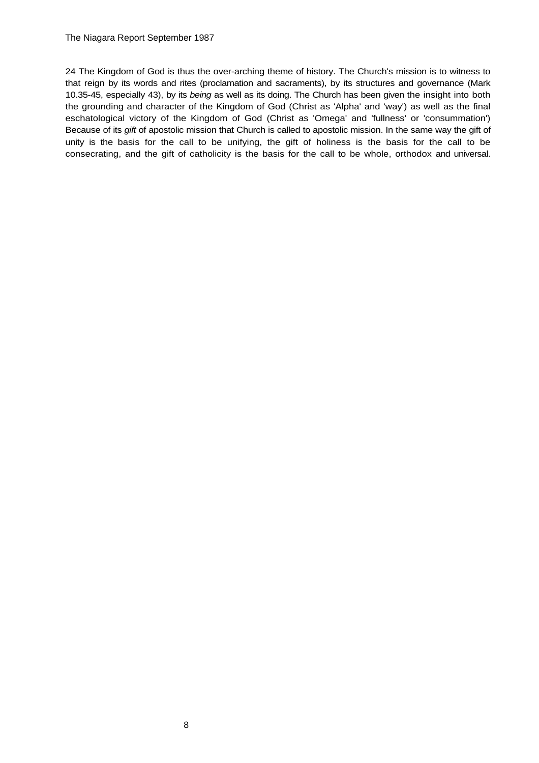24 The Kingdom of God is thus the over-arching theme of history. The Church's mission is to witness to that reign by its words and rites (proclamation and sacraments), by its structures and governance (Mark 10.35-45, especially 43), by its *being* as well as its doing. The Church has been given the insight into both the grounding and character of the Kingdom of God (Christ as 'Alpha' and 'way') as well as the final eschatological victory of the Kingdom of God (Christ as 'Omega' and 'fullness' or 'consummation') Because of its *gift* of apostolic mission that Church is called to apostolic mission. In the same way the gift of unity is the basis for the call to be unifying, the gift of holiness is the basis for the call to be consecrating, and the gift of catholicity is the basis for the call to be whole, orthodox and universal.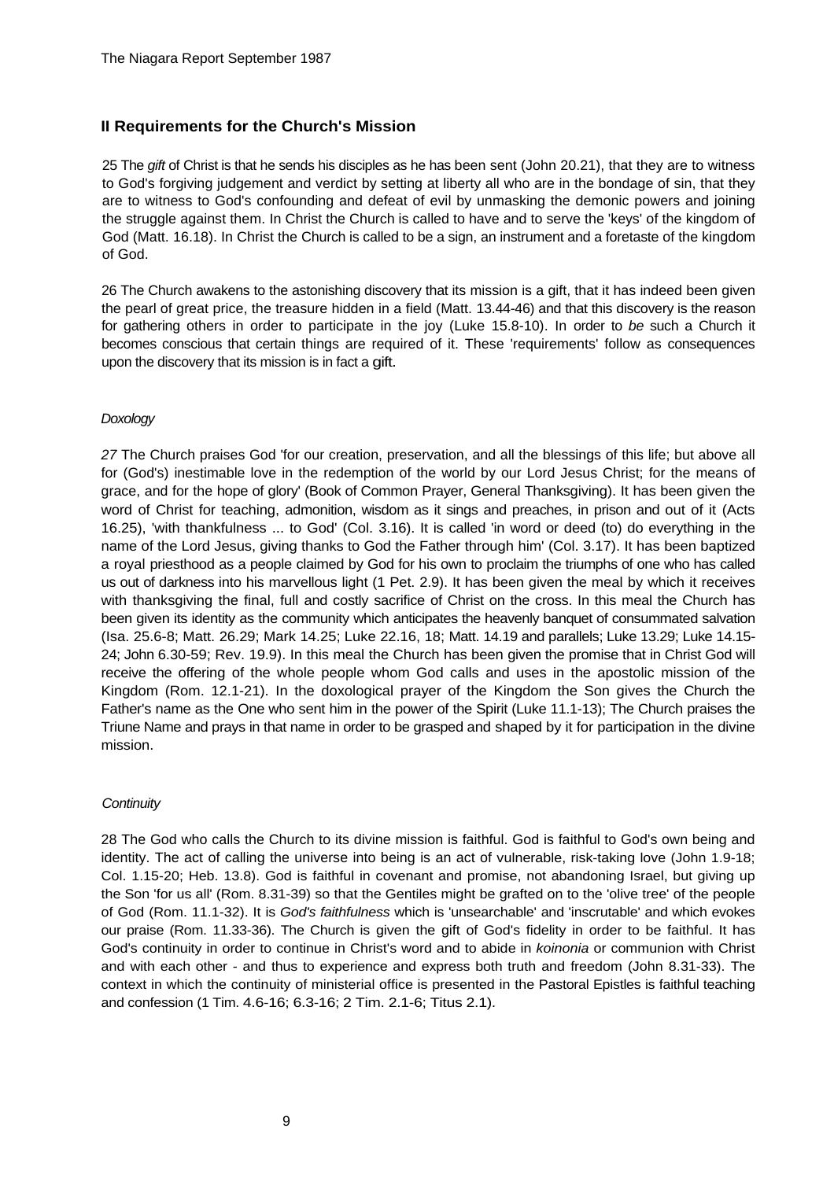## II Requirements for the Church's Mission

25 The *gift* of Christ is that he sends his disciples as he has been sent (John 20.21), that they are to witness to God's forgiving judgement and verdict by setting at liberty all who are in the bondage of sin, that they are to witness to God's confounding and defeat of evil by unmasking the demonic powers and joining the struggle against them. In Christ the Church is called to have and to serve the 'keys' of the kingdom of God (Matt. 16.18). In Christ the Church is called to be a sign, an instrument and a foretaste of the kingdom of God.

26 The Church awakens to the astonishing discovery that its mission is a gift, that it has indeed been given the pearl of great price, the treasure hidden in a field (Matt. 13.44-46) and that this discovery is the reason for gathering others in order to participate in the joy (Luke 15.8-10). In order to *be* such a Church it becomes conscious that certain things are required of it. These 'requirements' follow as consequences upon the discovery that its mission is in fact a gift.

### *Doxology*

*27* The Church praises God 'for our creation, preservation, and all the blessings of this life; but above all for (God's) inestimable love in the redemption of the world by our Lord Jesus Christ; for the means of grace, and for the hope of glory' (Book of Common Prayer, General Thanksgiving). It has been given the word of Christ for teaching, admonition, wisdom as it sings and preaches, in prison and out of it (Acts 16.25), 'with thankfulness ... to God' (Col. 3.16). It is called 'in word or deed (to) do everything in the name of the Lord Jesus, giving thanks to God the Father through him' (Col. 3.17). It has been baptized a royal priesthood as a people claimed by God for his own to proclaim the triumphs of one who has called us out of darkness into his marvellous light (1 Pet. 2.9). It has been given the meal by which it receives with thanksgiving the final, full and costly sacrifice of Christ on the cross. In this meal the Church has been given its identity as the community which anticipates the heavenly banquet of consummated salvation (Isa. 25.6-8; Matt. 26.29; Mark 14.25; Luke 22.16, 18; Matt. 14.19 and parallels; Luke 13.29; Luke 14.15-24; John 6.30-59; Rev. 19.9). In this meal the Church has been given the promise that in Christ God will receive the offering of the whole people whom God calls and uses in the apostolic mission of the Kingdom (Rom. 12.1-21). In the doxological prayer of the Kingdom the Son gives the Church the Father's name as the One who sent him in the power of the Spirit (Luke 11.1-13); The Church praises the Triune Name and prays in that name in order to be grasped and shaped by it for participation in the divine mission.

### *Continuity*

28 The God who calls the Church to its divine mission is faithful. God is faithful to God's own being and identity. The act of calling the universe into being is an act of vulnerable, risk-taking love (John 1.9-18; Col. 1.15-20; Heb. 13.8). God is faithful in covenant and promise, not abandoning Israel, but giving up the Son 'for us all' (Rom. 8.31-39) so that the Gentiles might be grafted on to the 'olive tree' of the people of God (Rom. 11.1-32). It is *God's faithfulness* which is 'unsearchable' and 'inscrutable' and which evokes our praise (Rom. 11.33-36). The Church is given the gift of God's fidelity in order to be faithful. It has God's continuity in order to continue in Christ's word and to abide in *koinonia* or communion with Christ and with each other - and thus to experience and express both truth and freedom (John 8.31-33). The context in which the continuity of ministerial office is presented in the Pastoral Epistles is faithful teaching and confession (1 Tim. 4.6-16; 6.3-16; 2 Tim. 2.1-6; Titus 2.1).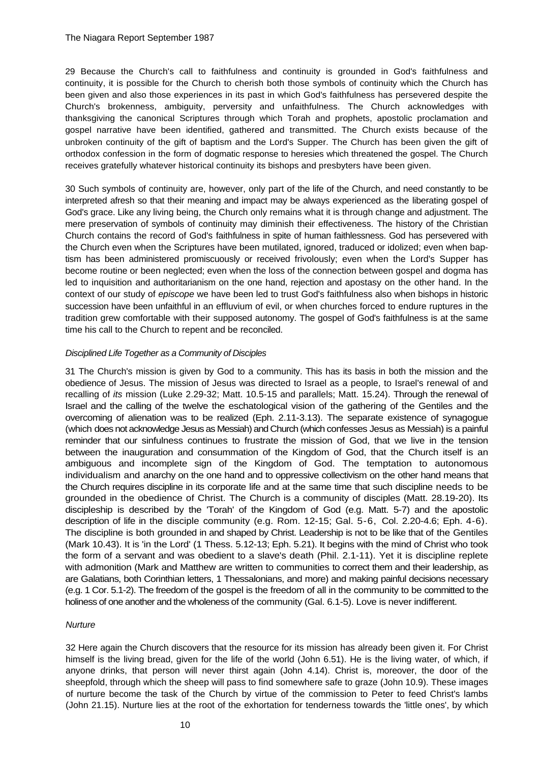29 Because the Church's call to faithfulness and continuity is grounded in God's faithfulness and continuity, it is possible for the Church to cherish both those symbols of continuity which the Church has been given and also those experiences in its past in which God's faithfulness has persevered despite the Church's brokenness, ambiguity, perversity and unfaithfulness. The Church acknowledges with thanksgiving the canonical Scriptures through which Torah and prophets, apostolic proclamation and gospel narrative have been identified, gathered and transmitted. The Church exists because of the unbroken continuity of the gift of baptism and the Lord's Supper. The Church has been given the gift of orthodox confession in the form of dogmatic response to heresies which threatened the gospel. The Church receives gratefully whatever historical continuity its bishops and presbyters have been given.

30 Such symbols of continuity are, however, only part of the life of the Church, and need constantly to be interpreted afresh so that their meaning and impact may be always experienced as the liberating gospel of God's grace. Like any living being, the Church only remains what it is through change and adjustment. The mere preservation of symbols of continuity may diminish their effectiveness. The history of the Christian Church contains the record of God's faithfulness in spite of human faithlessness. God has persevered with the Church even when the Scriptures have been mutilated, ignored, traduced or idolized; even when baptism has been administered promiscuously or received frivolously; even when the Lord's Supper has become routine or been neglected; even when the loss of the connection between gospel and dogma has led to inquisition and authoritarianism on the one hand, rejection and apostasy on the other hand. In the context of our study of *episcope* we have been led to trust God's faithfulness also when bishops in historic succession have been unfaithful in an effluvium of evil, or when churches forced to endure ruptures in the tradition grew comfortable with their supposed autonomy. The gospel of God's faithfulness is at the same time his call to the Church to repent and be reconciled.

*Disciplined Life Together as a Community of Disciples*

31 The Church's mission is given by God to a community. This has its basis in both the mission and the obedience of Jesus. The mission of Jesus was directed to Israel as a people, to Israel's renewal of and recalling of *its* mission (Luke 2.29-32; Matt. 10.5-15 and parallels; Matt. 15.24). Through the renewal of Israel and the calling of the twelve the eschatological vision of the gathering of the Gentiles and the overcoming of alienation was to be realized (Eph. 2.11-3.13). The separate existence of synagogue (which does not acknowledge Jesus as Messiah) and Church (which confesses Jesus as Messiah) is a painful reminder that our sinfulness continues to frustrate the mission of God, that we live in the tension between the inauguration and consummation of the Kingdom of God, that the Church itself is an ambiguous and incomplete sign of the Kingdom of God. The temptation to autonomous individualism and anarchy on the one hand and to oppressive collectivism on the other hand means that the Church requires discipline in its corporate life and at the same time that such discipline needs to be grounded in the obedience of Christ. The Church is a community of disciples (Matt. 28.19-20). Its discipleship is described by the 'Torah' of the Kingdom of God (e.g. Matt. 5-7) and the apostolic description of life in the disciple community (e.g. Rom. 12-15; Gal. 5-6, Col. 2.20-4.6; Eph. 4-6). The discipline is both grounded in and shaped by Christ. Leadership is not to be like that of the Gentiles (Mark 10.43). It is 'in the Lord' (1 Thess. 5.12-13; Eph. 5.21). It begins with the mind of Christ who took the form of a servant and was obedient to a slave's death (Phil. 2.1-11). Yet it is discipline replete with admonition (Mark and Matthew are written to communities to correct them and their leadership, as are Galatians, both Corinthian letters, 1 Thessalonians, and more) and making painful decisions necessary (e.g. 1 Cor. 5.1-2). The freedom of the gospel is the freedom of all in the community to be committed to the holiness of one another and the wholeness of the community (Gal. 6.1-5). Love is never indifferent.

*Nurture*

32 Here again the Church discovers that the resource for its mission has already been given it. For Christ himself is the living bread, given for the life of the world (John 6.51). He is the living water, of which, if anyone drinks, that person will never thirst again (John 4.14). Christ is, moreover, the door of the sheepfold, through which the sheep will pass to find somewhere safe to graze (John 10.9). These images of nurture become the task of the Church by virtue of the commission to Peter to feed Christ's lambs (John 21.15). Nurture lies at the root of the exhortation for tenderness towards the 'little ones', by which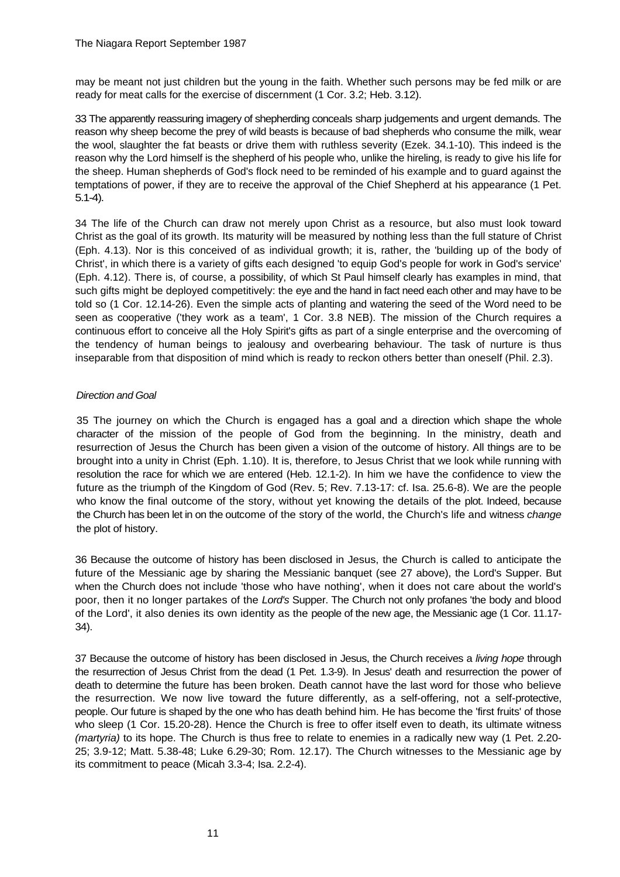may be meant not just children but the young in the faith. Whether such persons may be fed milk or are ready for meat calls for the exercise of discernment (1 Cor. 3.2; Heb. 3.12).

33 The apparently reassuring imagery of shepherding conceals sharp judgements and urgent demands. The reason why sheep become the prey of wild beasts is because of bad shepherds who consume the milk, wear the wool, slaughter the fat beasts or drive them with ruthless severity (Ezek. 34.1-10). This indeed is the reason why the Lord himself is the shepherd of his people who, unlike the hireling, is ready to give his life for the sheep. Human shepherds of God's flock need to be reminded of his example and to guard against the temptations of power, if they are to receive the approval of the Chief Shepherd at his appearance (1 Pet. 5.1-4).

34 The life of the Church can draw not merely upon Christ as a resource, but also must look toward Christ as the goal of its growth. Its maturity will be measured by nothing less than the full stature of Christ (Eph. 4.13). Nor is this conceived of as individual growth; it is, rather, the 'building up of the body of Christ', in which there is a variety of gifts each designed 'to equip God's people for work in God's service' (Eph. 4.12). There is, of course, a possibility, of which St Paul himself clearly has examples in mind, that such gifts might be deployed competitively: the eye and the hand in fact need each other and may have to be told so (1 Cor. 12.14-26). Even the simple acts of planting and watering the seed of the Word need to be seen as cooperative ('they work as a team', 1 Cor. 3.8 NEB). The mission of the Church requires a continuous effort to conceive all the Holy Spirit's gifts as part of a single enterprise and the overcoming of the tendency of human beings to jealousy and overbearing behaviour. The task of nurture is thus inseparable from that disposition of mind which is ready to reckon others better than oneself (Phil. 2.3).

### *Direction and Goal*

35 The journey on which the Church is engaged has a goal and a direction which shape the whole character of the mission of the people of God from the beginning. In the ministry, death and resurrection of Jesus the Church has been given a vision of the outcome of history. All things are to be brought into a unity in Christ (Eph. 1.10). It is, therefore, to Jesus Christ that we look while running with resolution the race for which we are entered (Heb. 12.1-2). In him we have the confidence to view the future as the triumph of the Kingdom of God (Rev. 5; Rev. 7.13-17: cf. Isa. 25.6-8). We are the people who know the final outcome of the story, without yet knowing the details of the plot. Indeed, because the Church has been let in on the outcome of the story of the world, the Church's life and witness *change* the plot of history.

36 Because the outcome of history has been disclosed in Jesus, the Church is called to anticipate the future of the Messianic age by sharing the Messianic banquet (see 27 above), the Lord's Supper. But when the Church does not include 'those who have nothing', when it does not care about the world's poor, then it no longer partakes of the *Lord's* Supper. The Church not only profanes 'the body and blood of the Lord', it also denies its own identity as the people of the new age, the Messianic age (1 Cor. 11.17-34).

37 Because the outcome of history has been disclosed in Jesus, the Church receives a *living hope* through the resurrection of Jesus Christ from the dead (1 Pet. 1.3-9). In Jesus' death and resurrection the power of death to determine the future has been broken. Death cannot have the last word for those who believe the resurrection. We now live toward the future differently, as a self-offering, not a self-protective, people. Our future is shaped by the one who has death behind him. He has become the 'first fruits' of those who sleep (1 Cor. 15.20-28). Hence the Church is free to offer itself even to death, its ultimate witness *(martyria)* to its hope. The Church is thus free to relate to enemies in a radically new way (1 Pet. 2.20-25; 3.9-12; Matt. 5.38-48; Luke 6.29-30; Rom. 12.17). The Church witnesses to the Messianic age by its commitment to peace (Micah 3.3-4; Isa. 2.2-4).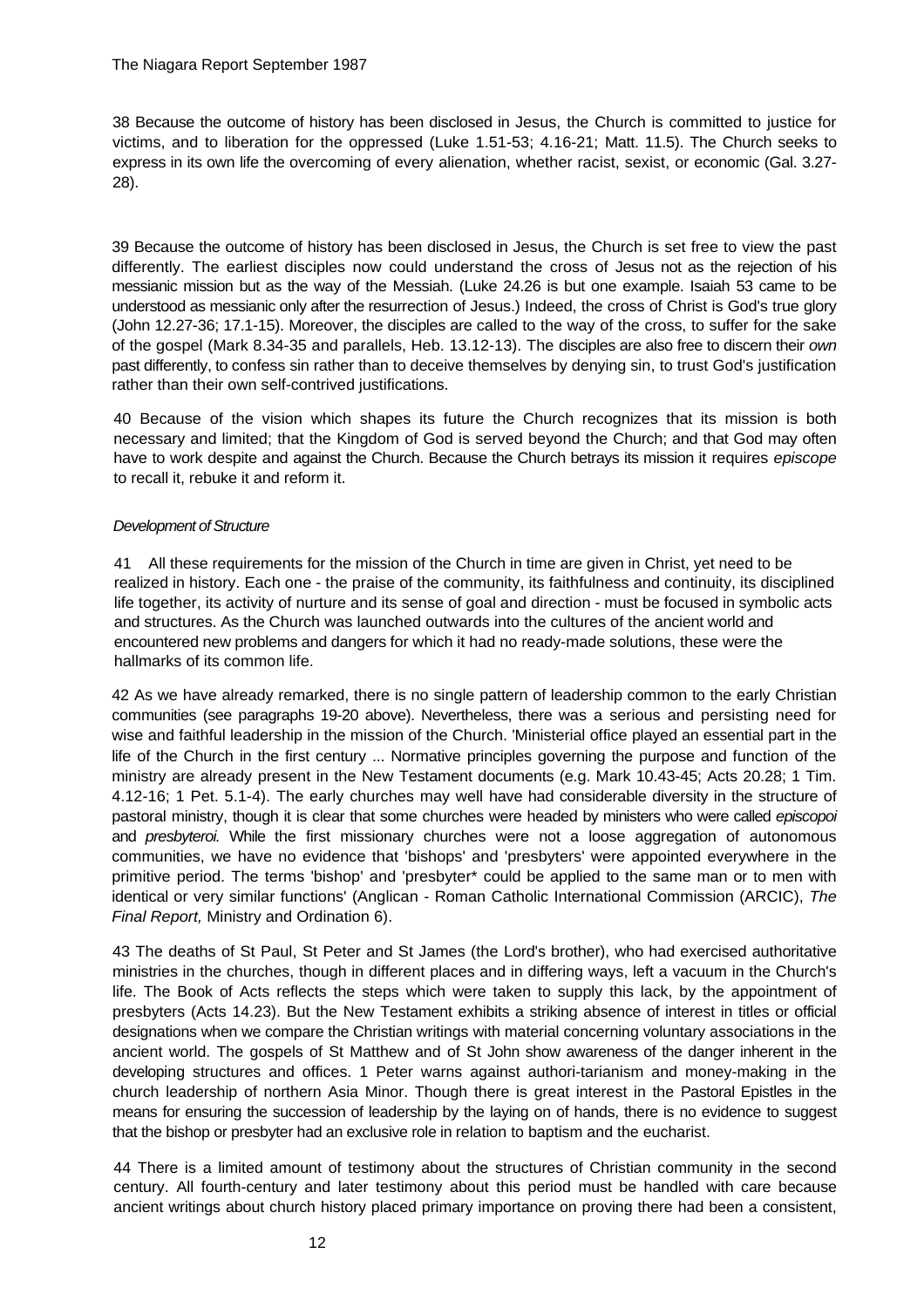38 Because the outcome of history has been disclosed in Jesus, the Church is committed to justice for victims, and to liberation for the oppressed (Luke 1.51-53; 4.16-21; Matt. 11.5). The Church seeks to express in its own life the overcoming of every alienation, whether racist, sexist, or economic (Gal. 3.27-28).

39 Because the outcome of history has been disclosed in Jesus, the Church is set free to view the past differently. The earliest disciples now could understand the cross of Jesus not as the rejection of his messianic mission but as the way of the Messiah. (Luke 24.26 is but one example. Isaiah 53 came to be understood as messianic only after the resurrection of Jesus.) Indeed, the cross of Christ is God's true glory (John 12.27-36; 17.1-15). Moreover, the disciples are called to the way of the cross, to suffer for the sake of the gospel (Mark 8.34-35 and parallels, Heb. 13.12-13). The disciples are also free to discern their *own* past differently, to confess sin rather than to deceive themselves by denying sin, to trust God's justification rather than their own self-contrived justifications.

40 Because of the vision which shapes its future the Church recognizes that its mission is both necessary and limited; that the Kingdom of God is served beyond the Church; and that God may often have to work despite and against the Church. Because the Church betrays its mission it requires *episcope* to recall it, rebuke it and reform it.

*Development of Structure*

41 All these requirements for the mission of the Church in time are given in Christ, yet need to be realized in history. Each one - the praise of the community, its faithfulness and continuity, its disciplined life together, its activity of nurture and its sense of goal and direction - must be focused in symbolic acts and structures. As the Church was launched outwards into the cultures of the ancient world and encountered new problems and dangers for which it had no ready-made solutions, these were the hallmarks of its common life.

42 As we have already remarked, there is no single pattern of leadership common to the early Christian communities (see paragraphs 19-20 above). Nevertheless, there was a serious and persisting need for wise and faithful leadership in the mission of the Church. 'Ministerial office played an essential part in the life of the Church in the first century ... Normative principles governing the purpose and function of the ministry are already present in the New Testament documents (e.g. Mark 10.43-45; Acts 20.28; 1 Tim. 4.12-16; 1 Pet. 5.1-4). The early churches may well have had considerable diversity in the structure of pastoral ministry, though it is clear that some churches were headed by ministers who were called *episcopoi* and *presbyteroi.* While the first missionary churches were not a loose aggregation of autonomous communities, we have no evidence that 'bishops' and 'presbyters' were appointed everywhere in the primitive period. The terms 'bishop' and 'presbyter* could be applied to the same man or to men with identical or very similar functions' (Anglican - Roman Catholic International Commission (ARCIC), *The Final Report,* Ministry and Ordination 6).

43 The deaths of St Paul, St Peter and St James (the Lord's brother), who had exercised authoritative ministries in the churches, though in different places and in differing ways, left a vacuum in the Church's life. The Book of Acts reflects the steps which were taken to supply this lack, by the appointment of presbyters (Acts 14.23). But the New Testament exhibits a striking absence of interest in titles or official designations when we compare the Christian writings with material concerning voluntary associations in the ancient world. The gospels of St Matthew and of St John show awareness of the danger inherent in the developing structures and offices. 1 Peter warns against authori-tarianism and money-making in the church leadership of northern Asia Minor. Though there is great interest in the Pastoral Epistles in the means for ensuring the succession of leadership by the laying on of hands, there is no evidence to suggest that the bishop or presbyter had an exclusive role in relation to baptism and the eucharist.

44 There is a limited amount of testimony about the structures of Christian community in the second century. All fourth-century and later testimony about this period must be handled with care because ancient writings about church history placed primary importance on proving there had been a consistent,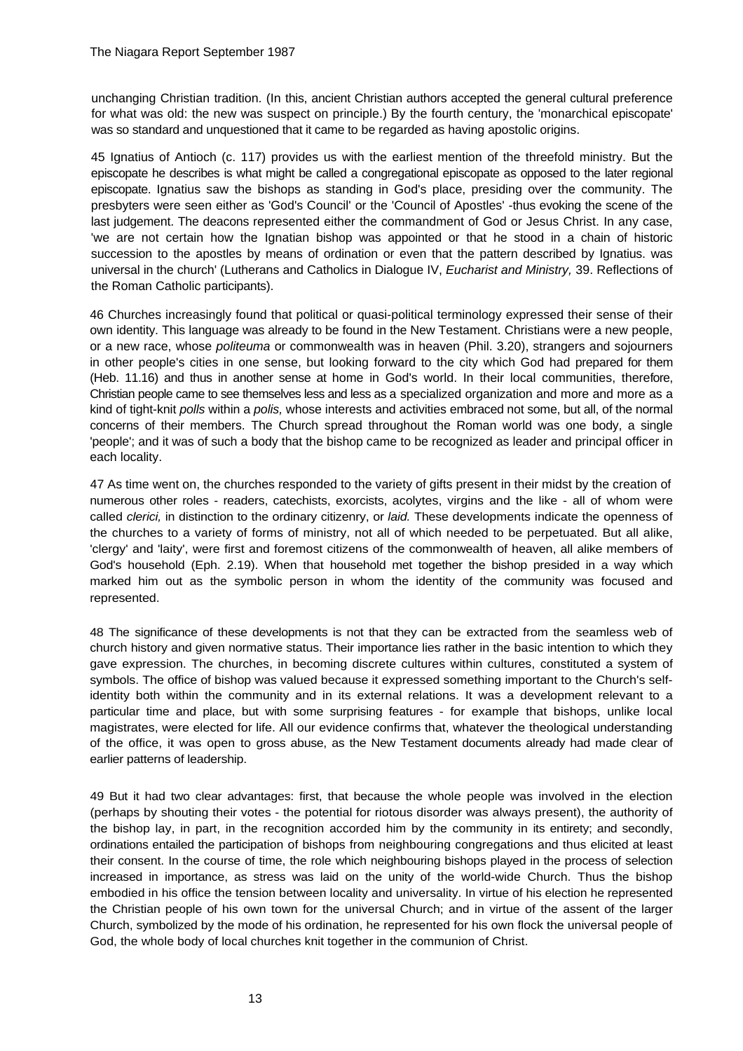unchanging Christian tradition. (In this, ancient Christian authors accepted the general cultural preference for what was old: the new was suspect on principle.) By the fourth century, the 'monarchical episcopate' was so standard and unquestioned that it came to be regarded as having apostolic origins.

45 Ignatius of Antioch (c. 117) provides us with the earliest mention of the threefold ministry. But the episcopate he describes is what might be called a congregational episcopate as opposed to the later regional episcopate. Ignatius saw the bishops as standing in God's place, presiding over the community. The presbyters were seen either as 'God's Council' or the 'Council of Apostles' -thus evoking the scene of the last judgement. The deacons represented either the commandment of God or Jesus Christ. In any case, 'we are not certain how the Ignatian bishop was appointed or that he stood in a chain of historic succession to the apostles by means of ordination or even that the pattern described by Ignatius. was universal in the church' (Lutherans and Catholics in Dialogue IV, *Eucharist and Ministry,* 39. Reflections of the Roman Catholic participants).

46 Churches increasingly found that political or quasi-political terminology expressed their sense of their own identity. This language was already to be found in the New Testament. Christians were a new people, or a new race, whose *politeuma* or commonwealth was in heaven (Phil. 3.20), strangers and sojourners in other people's cities in one sense, but looking forward to the city which God had prepared for them (Heb. 11.16) and thus in another sense at home in God's world. In their local communities, therefore, Christian people came to see themselves less and less as a specialized organization and more and more as a kind of tight-knit *polls* within a *polis,* whose interests and activities embraced not some, but all, of the normal concerns of their members. The Church spread throughout the Roman world was one body, a single 'people'; and it was of such a body that the bishop came to be recognized as leader and principal officer in each locality.

47 As time went on, the churches responded to the variety of gifts present in their midst by the creation of numerous other roles - readers, catechists, exorcists, acolytes, virgins and the like - all of whom were called *clerici,* in distinction to the ordinary citizenry, or *laid.* These developments indicate the openness of the churches to a variety of forms of ministry, not all of which needed to be perpetuated. But all alike, 'clergy' and 'laity', were first and foremost citizens of the commonwealth of heaven, all alike members of God's household (Eph. 2.19). When that household met together the bishop presided in a way which marked him out as the symbolic person in whom the identity of the community was focused and represented.

48 The significance of these developments is not that they can be extracted from the seamless web of church history and given normative status. Their importance lies rather in the basic intention to which they gave expression. The churches, in becoming discrete cultures within cultures, constituted a system of symbols. The office of bishop was valued because it expressed something important to the Church's self-identity both within the community and in its external relations. It was a development relevant to a particular time and place, but with some surprising features - for example that bishops, unlike local magistrates, were elected for life. All our evidence confirms that, whatever the theological understanding of the office, it was open to gross abuse, as the New Testament documents already had made clear of earlier patterns of leadership.

49 But it had two clear advantages: first, that because the whole people was involved in the election (perhaps by shouting their votes - the potential for riotous disorder was always present), the authority of the bishop lay, in part, in the recognition accorded him by the community in its entirety; and secondly, ordinations entailed the participation of bishops from neighbouring congregations and thus elicited at least their consent. In the course of time, the role which neighbouring bishops played in the process of selection increased in importance, as stress was laid on the unity of the world-wide Church. Thus the bishop embodied in his office the tension between locality and universality. In virtue of his election he represented the Christian people of his own town for the universal Church; and in virtue of the assent of the larger Church, symbolized by the mode of his ordination, he represented for his own flock the universal people of God, the whole body of local churches knit together in the communion of Christ.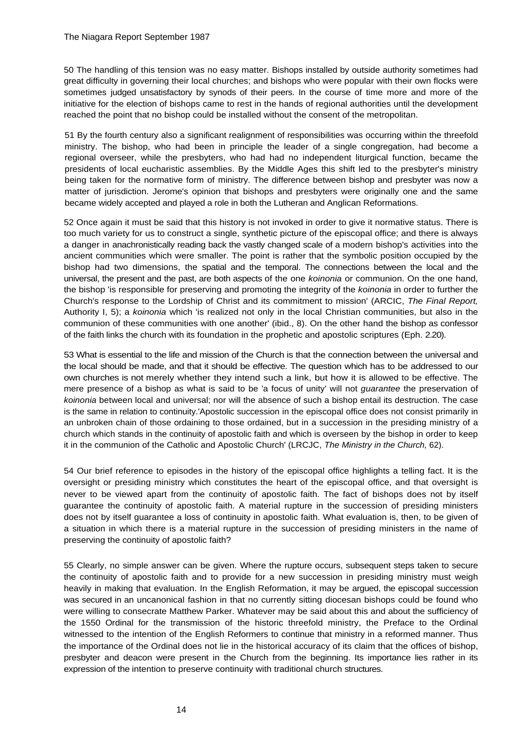50 The handling of this tension was no easy matter. Bishops installed by outside authority sometimes had great difficulty in governing their local churches; and bishops who were popular with their own flocks were sometimes judged unsatisfactory by synods of their peers. In the course of time more and more of the initiative for the election of bishops came to rest in the hands of regional authorities until the development reached the point that no bishop could be installed without the consent of the metropolitan.

51 By the fourth century also a significant realignment of responsibilities was occurring within the threefold ministry. The bishop, who had been in principle the leader of a single congregation, had become a regional overseer, while the presbyters, who had had no independent liturgical function, became the presidents of local eucharistic assemblies. By the Middle Ages this shift led to the presbyter's ministry being taken for the normative form of ministry. The difference between bishop and presbyter was now a matter of jurisdiction. Jerome's opinion that bishops and presbyters were originally one and the same became widely accepted and played a role in both the Lutheran and Anglican Reformations.

52 Once again it must be said that this history is not invoked in order to give it normative status. There is too much variety for us to construct a single, synthetic picture of the episcopal office; and there is always a danger in anachronistically reading back the vastly changed scale of a modern bishop's activities into the ancient communities which were smaller. The point is rather that the symbolic position occupied by the bishop had two dimensions, the spatial and the temporal. The connections between the local and the universal, the present and the past, are both aspects of the one *koinonia* or communion. On the one hand, the bishop 'is responsible for preserving and promoting the integrity of the *koinonia* in order to further the Church's response to the Lordship of Christ and its commitment to mission' (ARCIC, *The Final Report,* Authority I, 5); a *koinonia* which 'is realized not only in the local Christian communities, but also in the communion of these communities with one another' (ibid., 8). On the other hand the bishop as confessor of the faith links the church with its foundation in the prophetic and apostolic scriptures (Eph. 2.20).

53 What is essential to the life and mission of the Church is that the connection between the universal and the local should be made, and that it should be effective. The question which has to be addressed to our own churches is not merely whether they intend such a link, but how it is allowed to be effective. The mere presence of a bishop as what is said to be 'a focus of unity' will not *guarantee* the preservation of *koinonia* between local and universal; nor will the absence of such a bishop entail its destruction. The case is the same in relation to continuity.'Apostolic succession in the episcopal office does not consist primarily in an unbroken chain of those ordaining to those ordained, but in a succession in the presiding ministry of a church which stands in the continuity of apostolic faith and which is overseen by the bishop in order to keep it in the communion of the Catholic and Apostolic Church' (LRCJC, *The Ministry in the Church,* 62).

54 Our brief reference to episodes in the history of the episcopal office highlights a telling fact. It is the oversight or presiding ministry which constitutes the heart of the episcopal office, and that oversight is never to be viewed apart from the continuity of apostolic faith. The fact of bishops does not by itself guarantee the continuity of apostolic faith. A material rupture in the succession of presiding ministers does not by itself guarantee a loss of continuity in apostolic faith. What evaluation is, then, to be given of a situation in which there is a material rupture in the succession of presiding ministers in the name of preserving the continuity of apostolic faith?

55 Clearly, no simple answer can be given. Where the rupture occurs, subsequent steps taken to secure the continuity of apostolic faith and to provide for a new succession in presiding ministry must weigh heavily in making that evaluation. In the English Reformation, it may be argued, the episcopal succession was secured in an uncanonical fashion in that no currently sitting diocesan bishops could be found who were willing to consecrate Matthew Parker. Whatever may be said about this and about the sufficiency of the 1550 Ordinal for the transmission of the historic threefold ministry, the Preface to the Ordinal witnessed to the intention of the English Reformers to continue that ministry in a reformed manner. Thus the importance of the Ordinal does not lie in the historical accuracy of its claim that the offices of bishop, presbyter and deacon were present in the Church from the beginning. Its importance lies rather in its expression of the intention to preserve continuity with traditional church structures.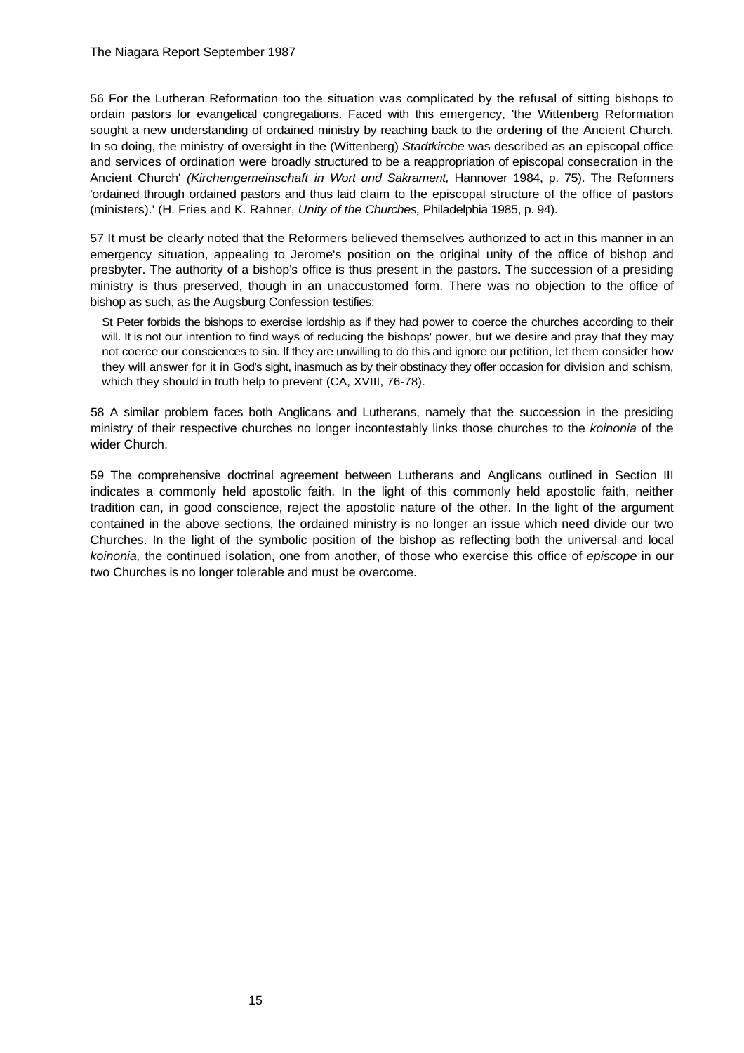56 For the Lutheran Reformation too the situation was complicated by the refusal of sitting bishops to ordain pastors for evangelical congregations. Faced with this emergency, 'the Wittenberg Reformation sought a new understanding of ordained ministry by reaching back to the ordering of the Ancient Church. In so doing, the ministry of oversight in the (Wittenberg) *Stadtkirche* was described as an episcopal office and services of ordination were broadly structured to be a reappropriation of episcopal consecration in the Ancient Church' *(Kirchengemeinschaft in Wort und Sakrament,* Hannover 1984, p. 75). The Reformers 'ordained through ordained pastors and thus laid claim to the episcopal structure of the office of pastors (ministers).' (H. Fries and K. Rahner, *Unity of the Churches,* Philadelphia 1985, p. 94).

57 It must be clearly noted that the Reformers believed themselves authorized to act in this manner in an emergency situation, appealing to Jerome's position on the original unity of the office of bishop and presbyter. The authority of a bishop's office is thus present in the pastors. The succession of a presiding ministry is thus preserved, though in an unaccustomed form. There was no objection to the office of bishop as such, as the Augsburg Confession testifies:

> St Peter forbids the bishops to exercise lordship as if they had power to coerce the churches according to their will. It is not our intention to find ways of reducing the bishops' power, but we desire and pray that they may not coerce our consciences to sin. If they are unwilling to do this and ignore our petition, let them consider how they will answer for it in God's sight, inasmuch as by their obstinacy they offer occasion for division and schism, which they should in truth help to prevent (CA, XVIII, 76-78).

58 A similar problem faces both Anglicans and Lutherans, namely that the succession in the presiding ministry of their respective churches no longer incontestably links those churches to the *koinonia* of the wider Church.

59 The comprehensive doctrinal agreement between Lutherans and Anglicans outlined in Section III indicates a commonly held apostolic faith. In the light of this commonly held apostolic faith, neither tradition can, in good conscience, reject the apostolic nature of the other. In the light of the argument contained in the above sections, the ordained ministry is no longer an issue which need divide our two Churches. In the light of the symbolic position of the bishop as reflecting both the universal and local *koinonia,* the continued isolation, one from another, of those who exercise this office of *episcope* in our two Churches is no longer tolerable and must be overcome.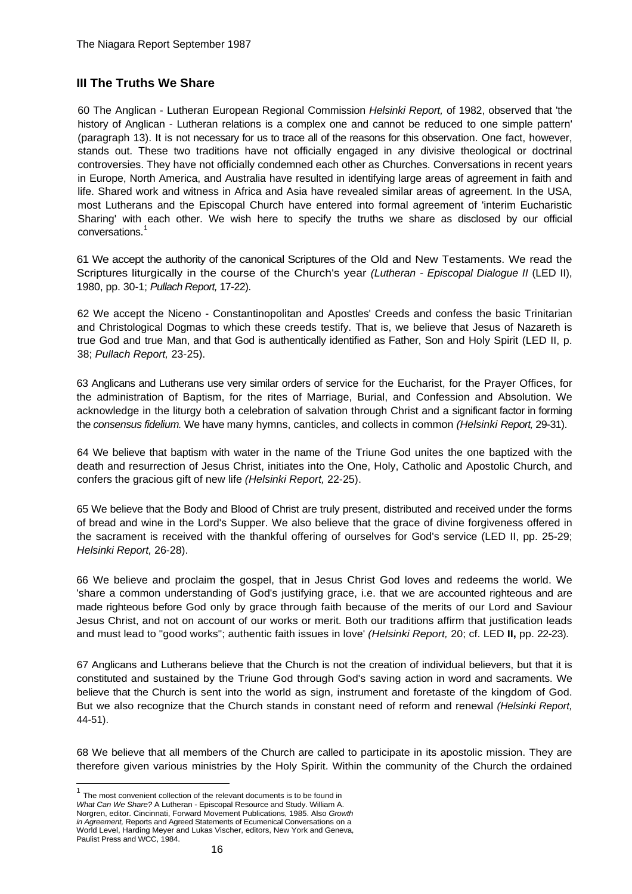## III The Truths We Share

60 The Anglican - Lutheran European Regional Commission *Helsinki Report,* of 1982, observed that 'the history of Anglican - Lutheran relations is a complex one and cannot be reduced to one simple pattern' (paragraph 13). It is not necessary for us to trace all of the reasons for this observation. One fact, however, stands out. These two traditions have not officially engaged in any divisive theological or doctrinal controversies. They have not officially condemned each other as Churches. Conversations in recent years in Europe, North America, and Australia have resulted in identifying large areas of agreement in faith and life. Shared work and witness in Africa and Asia have revealed similar areas of agreement. In the USA, most Lutherans and the Episcopal Church have entered into formal agreement of 'interim Eucharistic Sharing' with each other. We wish here to specify the truths we share as disclosed by our official conversations.[1]

61 We accept the authority of the canonical Scriptures of the Old and New Testaments. We read the Scriptures liturgically in the course of the Church's year *(Lutheran - Episcopal Dialogue II* (LED II), 1980, pp. 30-1; *Pullach Report,* 17-22).

62 We accept the Niceno - Constantinopolitan and Apostles' Creeds and confess the basic Trinitarian and Christological Dogmas to which these creeds testify. That is, we believe that Jesus of Nazareth is true God and true Man, and that God is authentically identified as Father, Son and Holy Spirit (LED II, p. 38; *Pullach Report,* 23-25).

63 Anglicans and Lutherans use very similar orders of service for the Eucharist, for the Prayer Offices, for the administration of Baptism, for the rites of Marriage, Burial, and Confession and Absolution. We acknowledge in the liturgy both a celebration of salvation through Christ and a significant factor in forming the *consensus fidelium.* We have many hymns, canticles, and collects in common *(Helsinki Report,* 29-31).

64 We believe that baptism with water in the name of the Triune God unites the one baptized with the death and resurrection of Jesus Christ, initiates into the One, Holy, Catholic and Apostolic Church, and confers the gracious gift of new life *(Helsinki Report,* 22-25).

65 We believe that the Body and Blood of Christ are truly present, distributed and received under the forms of bread and wine in the Lord's Supper. We also believe that the grace of divine forgiveness offered in the sacrament is received with the thankful offering of ourselves for God's service (LED II, pp. 25-29; *Helsinki Report,* 26-28).

66 We believe and proclaim the gospel, that in Jesus Christ God loves and redeems the world. We 'share a common understanding of God's justifying grace, i.e. that we are accounted righteous and are made righteous before God only by grace through faith because of the merits of our Lord and Saviour Jesus Christ, and not on account of our works or merit. Both our traditions affirm that justification leads and must lead to "good works"; authentic faith issues in love' *(Helsinki Report,* 20; cf. LED **II,** pp. 22-23).

67 Anglicans and Lutherans believe that the Church is not the creation of individual believers, but that it is constituted and sustained by the Triune God through God's saving action in word and sacraments. We believe that the Church is sent into the world as sign, instrument and foretaste of the kingdom of God. But we also recognize that the Church stands in constant need of reform and renewal *(Helsinki Report,* 44-51).

68 We believe that all members of the Church are called to participate in its apostolic mission. They are therefore given various ministries by the Holy Spirit. Within the community of the Church the ordained

---

[1] The most convenient collection of the relevant documents is to be found in *What Can We Share?* A Lutheran - Episcopal Resource and Study. William A. Norgren, editor. Cincinnati, Forward Movement Publications, 1985. Also *Growth in Agreement,* Reports and Agreed Statements of Ecumenical Conversations on a World Level, Harding Meyer and Lukas Vischer, editors, New York and Geneva, Paulist Press and WCC, 1984.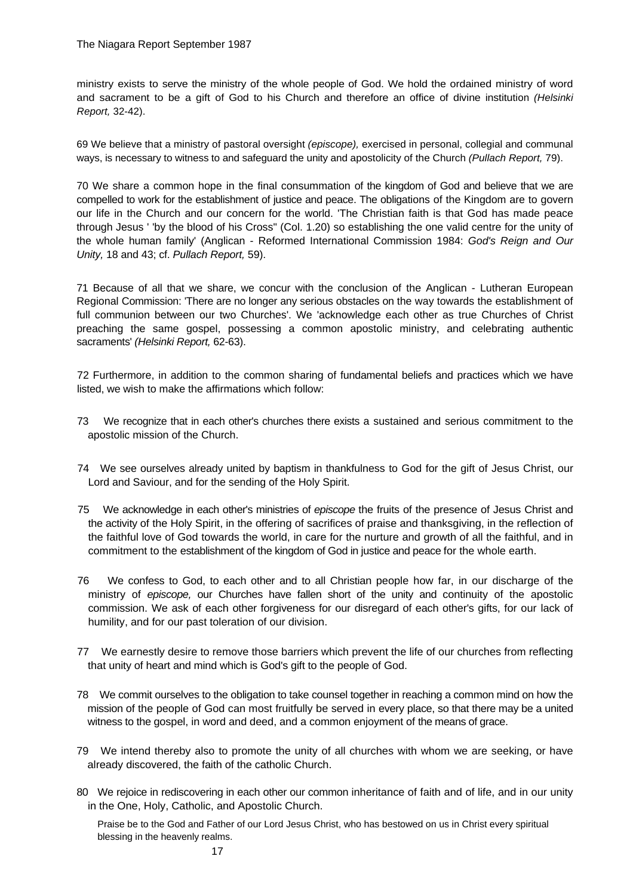ministry exists to serve the ministry of the whole people of God. We hold the ordained ministry of word and sacrament to be a gift of God to his Church and therefore an office of divine institution *(Helsinki Report,* 32-42).

69 We believe that a ministry of pastoral oversight *(episcope),* exercised in personal, collegial and communal ways, is necessary to witness to and safeguard the unity and apostolicity of the Church *(Pullach Report,* 79).

70 We share a common hope in the final consummation of the kingdom of God and believe that we are compelled to work for the establishment of justice and peace. The obligations of the Kingdom are to govern our life in the Church and our concern for the world. 'The Christian faith is that God has made peace through Jesus ' 'by the blood of his Cross'' (Col. 1.20) so establishing the one valid centre for the unity of the whole human family' (Anglican - Reformed International Commission 1984: *God's Reign and Our Unity,* 18 and 43; cf. *Pullach Report,* 59).

71 Because of all that we share, we concur with the conclusion of the Anglican - Lutheran European Regional Commission: 'There are no longer any serious obstacles on the way towards the establishment of full communion between our two Churches'. We 'acknowledge each other as true Churches of Christ preaching the same gospel, possessing a common apostolic ministry, and celebrating authentic sacraments' *(Helsinki Report,* 62-63).

72 Furthermore, in addition to the common sharing of fundamental beliefs and practices which we have listed, we wish to make the affirmations which follow:

73 We recognize that in each other's churches there exists a sustained and serious commitment to the apostolic mission of the Church.

74 We see ourselves already united by baptism in thankfulness to God for the gift of Jesus Christ, our Lord and Saviour, and for the sending of the Holy Spirit.

75 We acknowledge in each other's ministries of *episcope* the fruits of the presence of Jesus Christ and the activity of the Holy Spirit, in the offering of sacrifices of praise and thanksgiving, in the reflection of the faithful love of God towards the world, in care for the nurture and growth of all the faithful, and in commitment to the establishment of the kingdom of God in justice and peace for the whole earth.

76 We confess to God, to each other and to all Christian people how far, in our discharge of the ministry of *episcope,* our Churches have fallen short of the unity and continuity of the apostolic commission. We ask of each other forgiveness for our disregard of each other's gifts, for our lack of humility, and for our past toleration of our division.

77 We earnestly desire to remove those barriers which prevent the life of our churches from reflecting that unity of heart and mind which is God's gift to the people of God.

78 We commit ourselves to the obligation to take counsel together in reaching a common mind on how the mission of the people of God can most fruitfully be served in every place, so that there may be a united witness to the gospel, in word and deed, and a common enjoyment of the means of grace.

79 We intend thereby also to promote the unity of all churches with whom we are seeking, or have already discovered, the faith of the catholic Church.

80 We rejoice in rediscovering in each other our common inheritance of faith and of life, and in our unity in the One, Holy, Catholic, and Apostolic Church.

Praise be to the God and Father of our Lord Jesus Christ, who has bestowed on us in Christ every spiritual blessing in the heavenly realms.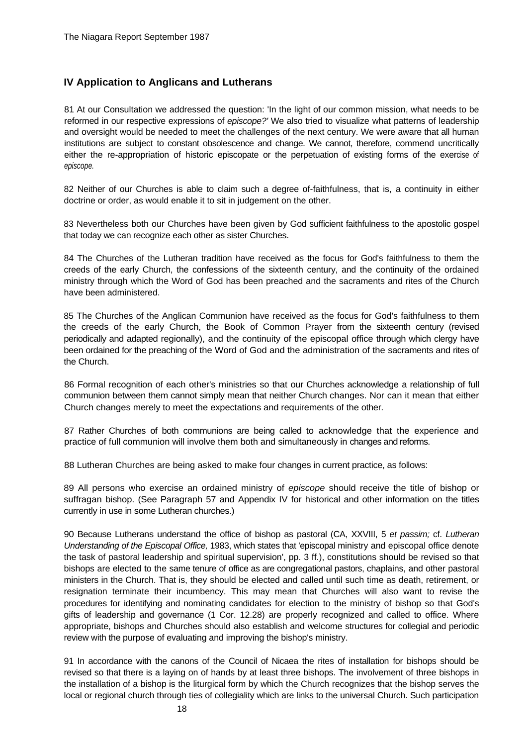## IV Application to Anglicans and Lutherans

81 At our Consultation we addressed the question: 'In the light of our common mission, what needs to be reformed in our respective expressions of *episcope?'* We also tried to visualize what patterns of leadership and oversight would be needed to meet the challenges of the next century. We were aware that all human institutions are subject to constant obsolescence and change. We cannot, therefore, commend uncritically either the re-appropriation of historic episcopate or the perpetuation of existing forms of the exercise of *episcope.*

82 Neither of our Churches is able to claim such a degree of-faithfulness, that is, a continuity in either doctrine or order, as would enable it to sit in judgement on the other.

83 Nevertheless both our Churches have been given by God sufficient faithfulness to the apostolic gospel that today we can recognize each other as sister Churches.

84 The Churches of the Lutheran tradition have received as the focus for God's faithfulness to them the creeds of the early Church, the confessions of the sixteenth century, and the continuity of the ordained ministry through which the Word of God has been preached and the sacraments and rites of the Church have been administered.

85 The Churches of the Anglican Communion have received as the focus for God's faithfulness to them the creeds of the early Church, the Book of Common Prayer from the sixteenth century (revised periodically and adapted regionally), and the continuity of the episcopal office through which clergy have been ordained for the preaching of the Word of God and the administration of the sacraments and rites of the Church.

86 Formal recognition of each other's ministries so that our Churches acknowledge a relationship of full communion between them cannot simply mean that neither Church changes. Nor can it mean that either Church changes merely to meet the expectations and requirements of the other.

87 Rather Churches of both communions are being called to acknowledge that the experience and practice of full communion will involve them both and simultaneously in changes and reforms.

88 Lutheran Churches are being asked to make four changes in current practice, as follows:

89 All persons who exercise an ordained ministry of *episcope* should receive the title of bishop or suffragan bishop. (See Paragraph 57 and Appendix IV for historical and other information on the titles currently in use in some Lutheran churches.)

90 Because Lutherans understand the office of bishop as pastoral (CA, XXVIII, 5 *et passim;* cf. *Lutheran Understanding of the Episcopal Office,* 1983, which states that 'episcopal ministry and episcopal office denote the task of pastoral leadership and spiritual supervision', pp. 3 ff.), constitutions should be revised so that bishops are elected to the same tenure of office as are congregational pastors, chaplains, and other pastoral ministers in the Church. That is, they should be elected and called until such time as death, retirement, or resignation terminate their incumbency. This may mean that Churches will also want to revise the procedures for identifying and nominating candidates for election to the ministry of bishop so that God's gifts of leadership and governance (1 Cor. 12.28) are properly recognized and called to office. Where appropriate, bishops and Churches should also establish and welcome structures for collegial and periodic review with the purpose of evaluating and improving the bishop's ministry.

91 In accordance with the canons of the Council of Nicaea the rites of installation for bishops should be revised so that there is a laying on of hands by at least three bishops. The involvement of three bishops in the installation of a bishop is the liturgical form by which the Church recognizes that the bishop serves the local or regional church through ties of collegiality which are links to the universal Church. Such participation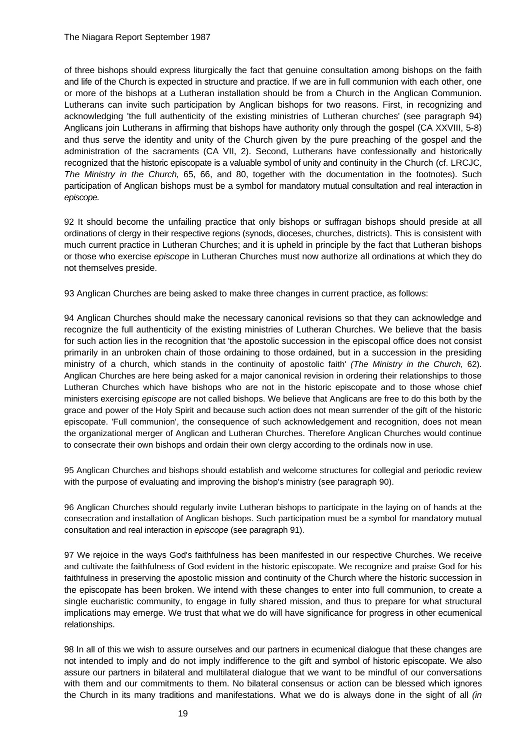of three bishops should express liturgically the fact that genuine consultation among bishops on the faith and life of the Church is expected in structure and practice. If we are in full communion with each other, one or more of the bishops at a Lutheran installation should be from a Church in the Anglican Communion. Lutherans can invite such participation by Anglican bishops for two reasons. First, in recognizing and acknowledging 'the full authenticity of the existing ministries of Lutheran churches' (see paragraph 94) Anglicans join Lutherans in affirming that bishops have authority only through the gospel (CA XXVIII, 5-8) and thus serve the identity and unity of the Church given by the pure preaching of the gospel and the administration of the sacraments (CA VII, 2). Second, Lutherans have confessionally and historically recognized that the historic episcopate is a valuable symbol of unity and continuity in the Church (cf. LRCJC, *The Ministry in the Church,* 65, 66, and 80, together with the documentation in the footnotes). Such participation of Anglican bishops must be a symbol for mandatory mutual consultation and real interaction in *episcope.*

92 It should become the unfailing practice that only bishops or suffragan bishops should preside at all ordinations of clergy in their respective regions (synods, dioceses, churches, districts). This is consistent with much current practice in Lutheran Churches; and it is upheld in principle by the fact that Lutheran bishops or those who exercise *episcope* in Lutheran Churches must now authorize all ordinations at which they do not themselves preside.

93 Anglican Churches are being asked to make three changes in current practice, as follows:

94 Anglican Churches should make the necessary canonical revisions so that they can acknowledge and recognize the full authenticity of the existing ministries of Lutheran Churches. We believe that the basis for such action lies in the recognition that 'the apostolic succession in the episcopal office does not consist primarily in an unbroken chain of those ordaining to those ordained, but in a succession in the presiding ministry of a church, which stands in the continuity of apostolic faith' *(The Ministry in the Church,* 62). Anglican Churches are here being asked for a major canonical revision in ordering their relationships to those Lutheran Churches which have bishops who are not in the historic episcopate and to those whose chief ministers exercising *episcope* are not called bishops. We believe that Anglicans are free to do this both by the grace and power of the Holy Spirit and because such action does not mean surrender of the gift of the historic episcopate. 'Full communion', the consequence of such acknowledgement and recognition, does not mean the organizational merger of Anglican and Lutheran Churches. Therefore Anglican Churches would continue to consecrate their own bishops and ordain their own clergy according to the ordinals now in use.

95 Anglican Churches and bishops should establish and welcome structures for collegial and periodic review with the purpose of evaluating and improving the bishop's ministry (see paragraph 90).

96 Anglican Churches should regularly invite Lutheran bishops to participate in the laying on of hands at the consecration and installation of Anglican bishops. Such participation must be a symbol for mandatory mutual consultation and real interaction in *episcope* (see paragraph 91).

97 We rejoice in the ways God's faithfulness has been manifested in our respective Churches. We receive and cultivate the faithfulness of God evident in the historic episcopate. We recognize and praise God for his faithfulness in preserving the apostolic mission and continuity of the Church where the historic succession in the episcopate has been broken. We intend with these changes to enter into full communion, to create a single eucharistic community, to engage in fully shared mission, and thus to prepare for what structural implications may emerge. We trust that what we do will have significance for progress in other ecumenical relationships.

98 In all of this we wish to assure ourselves and our partners in ecumenical dialogue that these changes are not intended to imply and do not imply indifference to the gift and symbol of historic episcopate. We also assure our partners in bilateral and multilateral dialogue that we want to be mindful of our conversations with them and our commitments to them. No bilateral consensus or action can be blessed which ignores the Church in its many traditions and manifestations. What we do is always done in the sight of all *(in*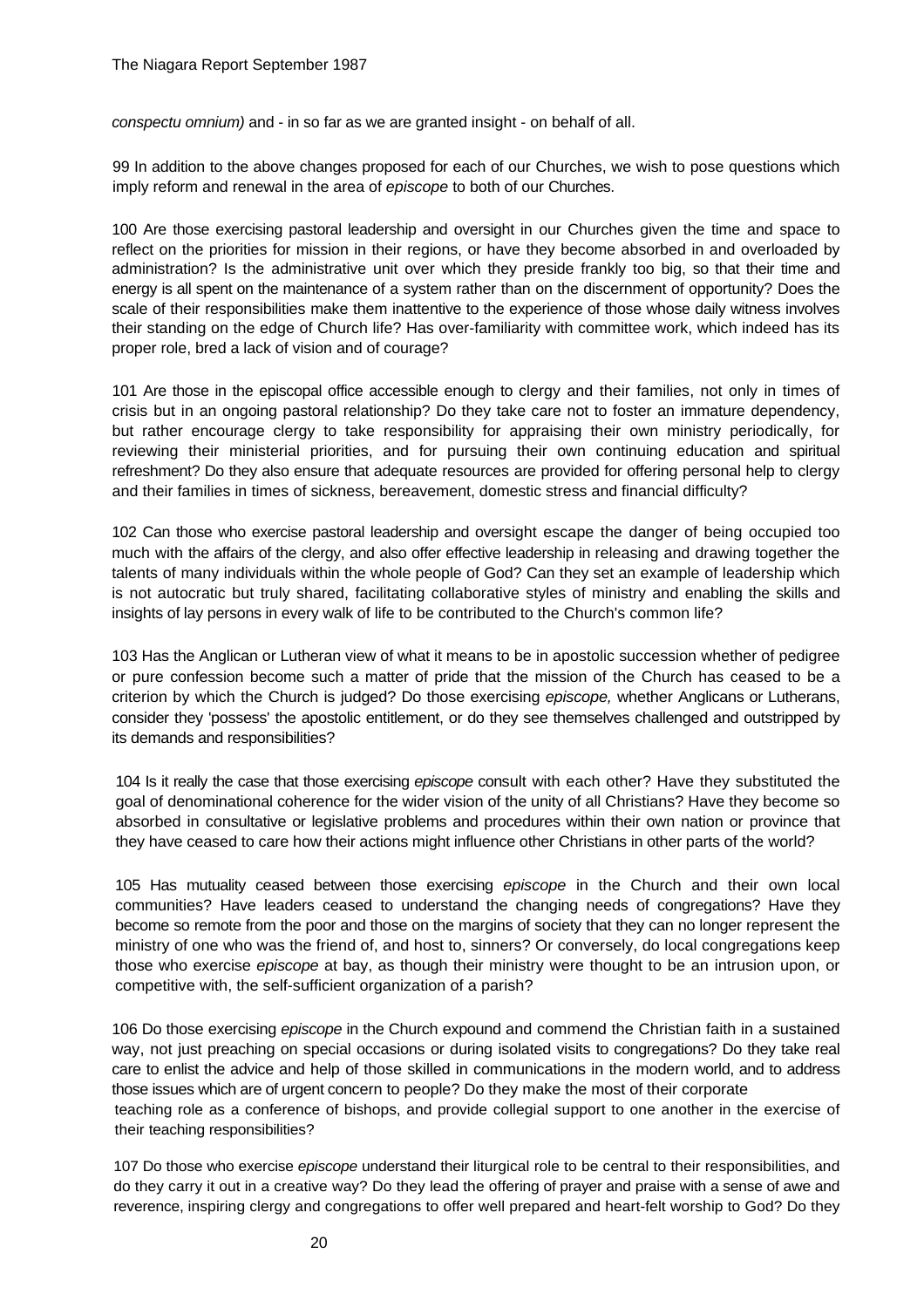*conspectu omnium)* and - in so far as we are granted insight - on behalf of all.

99 In addition to the above changes proposed for each of our Churches, we wish to pose questions which imply reform and renewal in the area of *episcope* to both of our Churches.

100 Are those exercising pastoral leadership and oversight in our Churches given the time and space to reflect on the priorities for mission in their regions, or have they become absorbed in and overloaded by administration? Is the administrative unit over which they preside frankly too big, so that their time and energy is all spent on the maintenance of a system rather than on the discernment of opportunity? Does the scale of their responsibilities make them inattentive to the experience of those whose daily witness involves their standing on the edge of Church life? Has over-familiarity with committee work, which indeed has its proper role, bred a lack of vision and of courage?

101 Are those in the episcopal office accessible enough to clergy and their families, not only in times of crisis but in an ongoing pastoral relationship? Do they take care not to foster an immature dependency, but rather encourage clergy to take responsibility for appraising their own ministry periodically, for reviewing their ministerial priorities, and for pursuing their own continuing education and spiritual refreshment? Do they also ensure that adequate resources are provided for offering personal help to clergy and their families in times of sickness, bereavement, domestic stress and financial difficulty?

102 Can those who exercise pastoral leadership and oversight escape the danger of being occupied too much with the affairs of the clergy, and also offer effective leadership in releasing and drawing together the talents of many individuals within the whole people of God? Can they set an example of leadership which is not autocratic but truly shared, facilitating collaborative styles of ministry and enabling the skills and insights of lay persons in every walk of life to be contributed to the Church's common life?

103 Has the Anglican or Lutheran view of what it means to be in apostolic succession whether of pedigree or pure confession become such a matter of pride that the mission of the Church has ceased to be a criterion by which the Church is judged? Do those exercising *episcope,* whether Anglicans or Lutherans, consider they 'possess' the apostolic entitlement, or do they see themselves challenged and outstripped by its demands and responsibilities?

104 Is it really the case that those exercising *episcope* consult with each other? Have they substituted the goal of denominational coherence for the wider vision of the unity of all Christians? Have they become so absorbed in consultative or legislative problems and procedures within their own nation or province that they have ceased to care how their actions might influence other Christians in other parts of the world?

105 Has mutuality ceased between those exercising *episcope* in the Church and their own local communities? Have leaders ceased to understand the changing needs of congregations? Have they become so remote from the poor and those on the margins of society that they can no longer represent the ministry of one who was the friend of, and host to, sinners? Or conversely, do local congregations keep those who exercise *episcope* at bay, as though their ministry were thought to be an intrusion upon, or competitive with, the self-sufficient organization of a parish?

106 Do those exercising *episcope* in the Church expound and commend the Christian faith in a sustained way, not just preaching on special occasions or during isolated visits to congregations? Do they take real care to enlist the advice and help of those skilled in communications in the modern world, and to address those issues which are of urgent concern to people? Do they make the most of their corporate teaching role as a conference of bishops, and provide collegial support to one another in the exercise of their teaching responsibilities?

107 Do those who exercise *episcope* understand their liturgical role to be central to their responsibilities, and do they carry it out in a creative way? Do they lead the offering of prayer and praise with a sense of awe and reverence, inspiring clergy and congregations to offer well prepared and heart-felt worship to God? Do they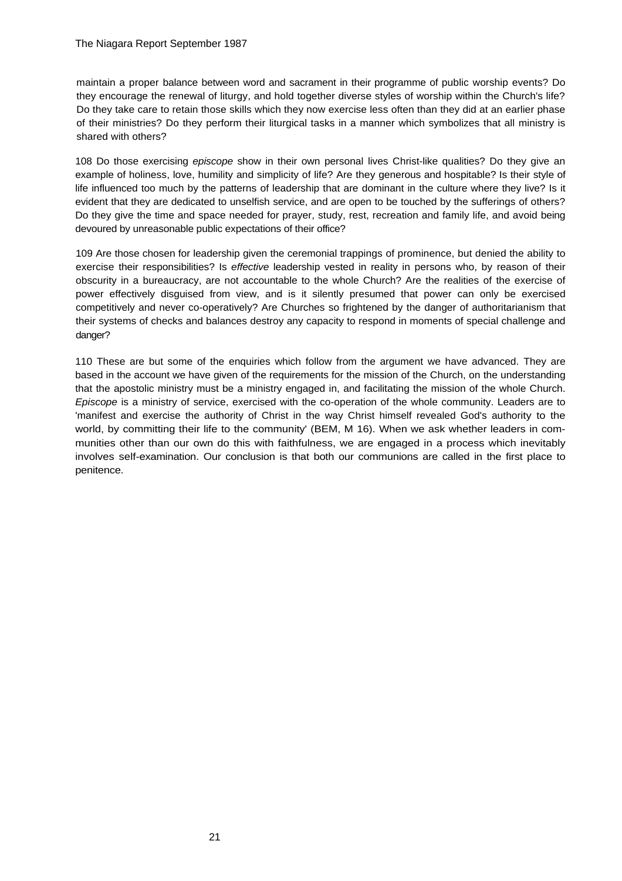maintain a proper balance between word and sacrament in their programme of public worship events? Do they encourage the renewal of liturgy, and hold together diverse styles of worship within the Church's life? Do they take care to retain those skills which they now exercise less often than they did at an earlier phase of their ministries? Do they perform their liturgical tasks in a manner which symbolizes that all ministry is shared with others?

108 Do those exercising *episcope* show in their own personal lives Christ-like qualities? Do they give an example of holiness, love, humility and simplicity of life? Are they generous and hospitable? Is their style of life influenced too much by the patterns of leadership that are dominant in the culture where they live? Is it evident that they are dedicated to unselfish service, and are open to be touched by the sufferings of others? Do they give the time and space needed for prayer, study, rest, recreation and family life, and avoid being devoured by unreasonable public expectations of their office?

109 Are those chosen for leadership given the ceremonial trappings of prominence, but denied the ability to exercise their responsibilities? Is *effective* leadership vested in reality in persons who, by reason of their obscurity in a bureaucracy, are not accountable to the whole Church? Are the realities of the exercise of power effectively disguised from view, and is it silently presumed that power can only be exercised competitively and never co-operatively? Are Churches so frightened by the danger of authoritarianism that their systems of checks and balances destroy any capacity to respond in moments of special challenge and danger?

110 These are but some of the enquiries which follow from the argument we have advanced. They are based in the account we have given of the requirements for the mission of the Church, on the understanding that the apostolic ministry must be a ministry engaged in, and facilitating the mission of the whole Church. *Episcope* is a ministry of service, exercised with the co-operation of the whole community. Leaders are to 'manifest and exercise the authority of Christ in the way Christ himself revealed God's authority to the world, by committing their life to the community' (BEM, M 16). When we ask whether leaders in communities other than our own do this with faithfulness, we are engaged in a process which inevitably involves self-examination. Our conclusion is that both our communions are called in the first place to penitence.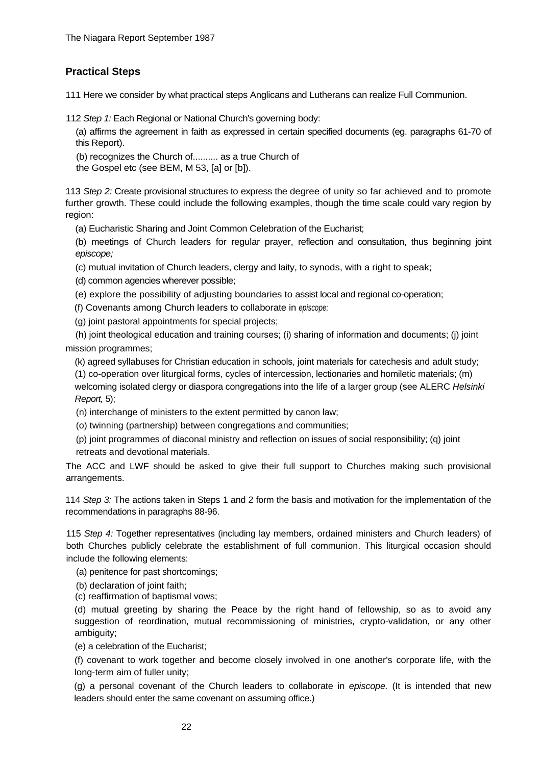## Practical Steps

111 Here we consider by what practical steps Anglicans and Lutherans can realize Full Communion.

112 *Step 1:* Each Regional or National Church's governing body:

(a) affirms the agreement in faith as expressed in certain specified documents (eg. paragraphs 61-70 of this Report).

(b) recognizes the Church of.......... as a true Church of the Gospel etc (see BEM, M 53, [a] or [b]).

113 *Step 2:* Create provisional structures to express the degree of unity so far achieved and to promote further growth. These could include the following examples, though the time scale could vary region by region:

(a) Eucharistic Sharing and Joint Common Celebration of the Eucharist;

(b) meetings of Church leaders for regular prayer, reflection and consultation, thus beginning joint *episcope;*

(c) mutual invitation of Church leaders, clergy and laity, to synods, with a right to speak;

(d) common agencies wherever possible;

(e) explore the possibility of adjusting boundaries to assist local and regional co-operation;

(f) Covenants among Church leaders to collaborate in *episcope;*

(g) joint pastoral appointments for special projects;

(h) joint theological education and training courses; (i) sharing of information and documents; (j) joint mission programmes;

(k) agreed syllabuses for Christian education in schools, joint materials for catechesis and adult study;

(1) co-operation over liturgical forms, cycles of intercession, lectionaries and homiletic materials; (m) welcoming isolated clergy or diaspora congregations into the life of a larger group (see ALERC *Helsinki Report,* 5);

(n) interchange of ministers to the extent permitted by canon law;

(o) twinning (partnership) between congregations and communities;

(p) joint programmes of diaconal ministry and reflection on issues of social responsibility; (q) joint retreats and devotional materials.

The ACC and LWF should be asked to give their full support to Churches making such provisional arrangements.

114 *Step 3:* The actions taken in Steps 1 and 2 form the basis and motivation for the implementation of the recommendations in paragraphs 88-96.

115 *Step 4:* Together representatives (including lay members, ordained ministers and Church leaders) of both Churches publicly celebrate the establishment of full communion. This liturgical occasion should include the following elements:

(a) penitence for past shortcomings;

(b) declaration of joint faith;

(c) reaffirmation of baptismal vows;

(d) mutual greeting by sharing the Peace by the right hand of fellowship, so as to avoid any suggestion of reordination, mutual recommissioning of ministries, crypto-validation, or any other ambiguity;

(e) a celebration of the Eucharist;

(f) covenant to work together and become closely involved in one another's corporate life, with the long-term aim of fuller unity;

(g) a personal covenant of the Church leaders to collaborate in *episcope.* (It is intended that new leaders should enter the same covenant on assuming office.)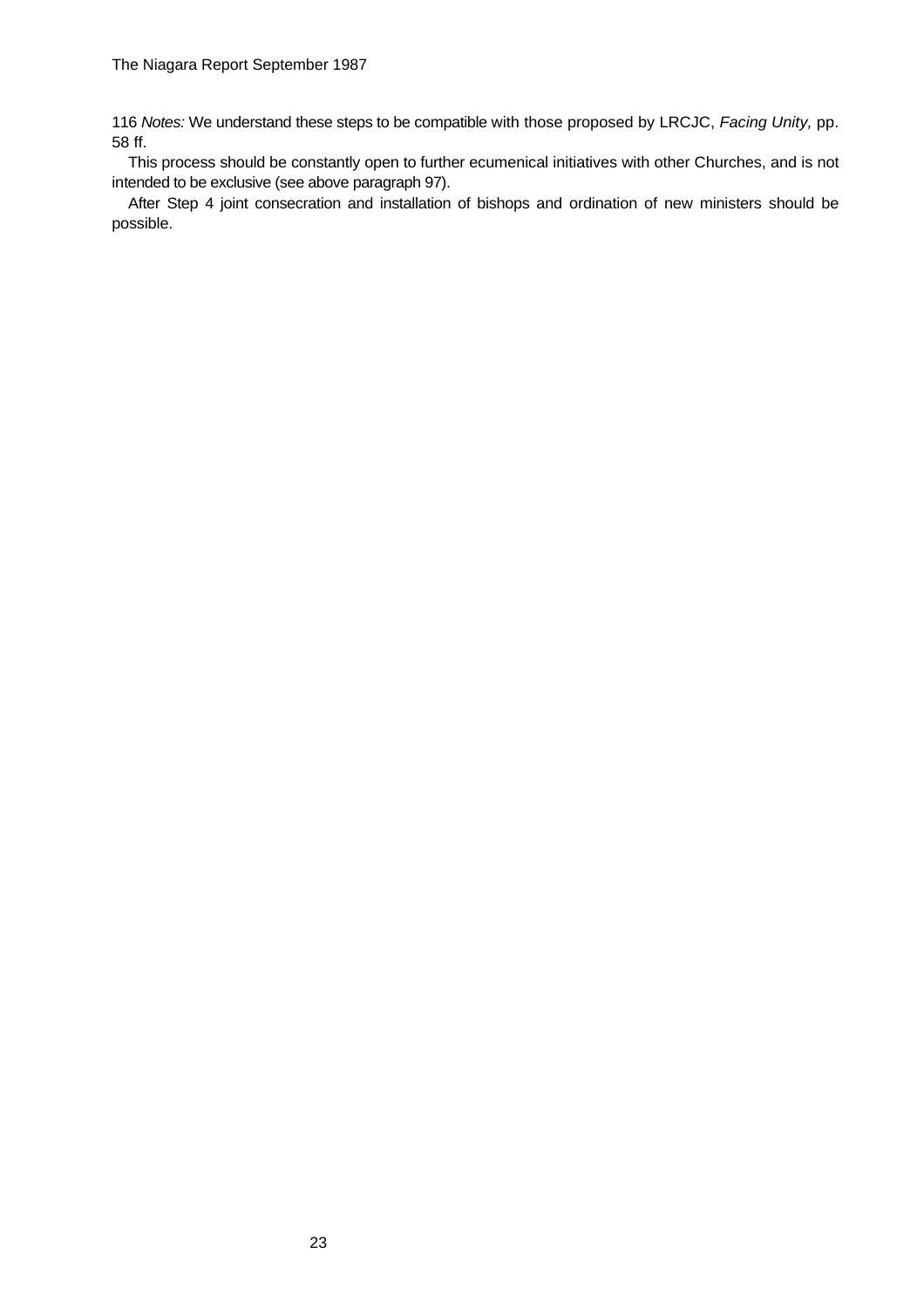116 *Notes:* We understand these steps to be compatible with those proposed by LRCJC, *Facing Unity,* pp. 58 ff.

This process should be constantly open to further ecumenical initiatives with other Churches, and is not intended to be exclusive (see above paragraph 97).

After Step 4 joint consecration and installation of bishops and ordination of new ministers should be possible.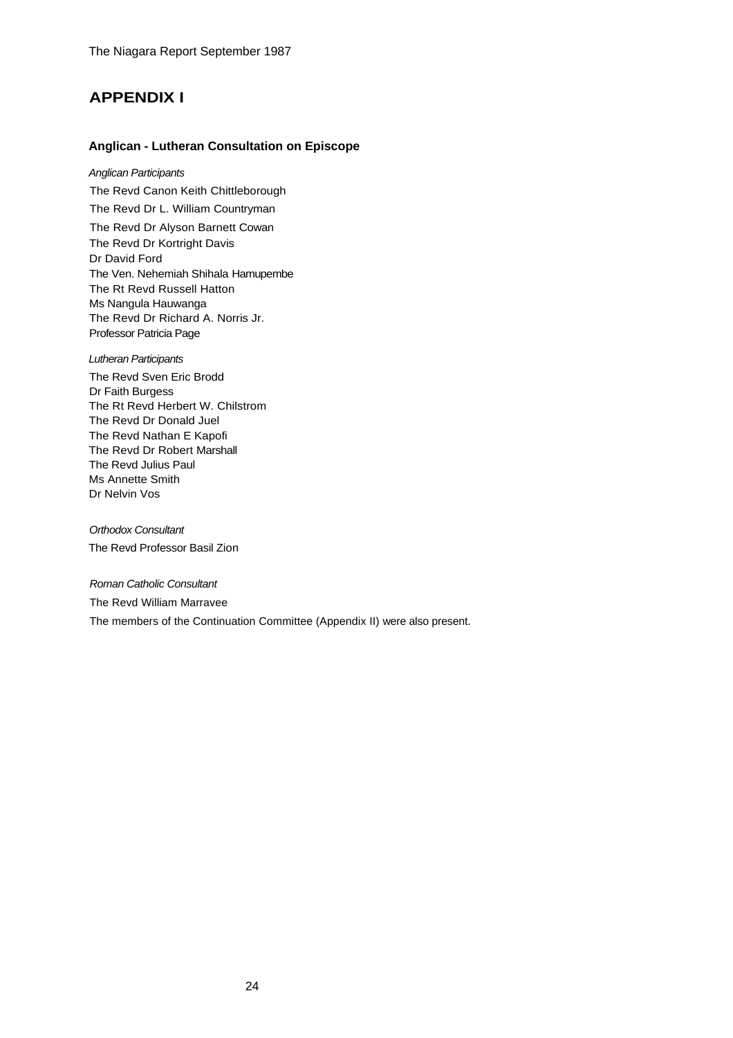# APPENDIX I

### Anglican - Lutheran Consultation on Episcope

*Anglican Participants*

The Revd Canon Keith Chittleborough
The Revd Dr L. William Countryman
The Revd Dr Alyson Barnett Cowan
The Revd Dr Kortright Davis
Dr David Ford
The Ven. Nehemiah Shihala Hamupembe
The Rt Revd Russell Hatton
Ms Nangula Hauwanga
The Revd Dr Richard A. Norris Jr.
Professor Patricia Page

*Lutheran Participants*

The Revd Sven Eric Brodd
Dr Faith Burgess
The Rt Revd Herbert W. Chilstrom
The Revd Dr Donald Juel
The Revd Nathan E Kapofi
The Revd Dr Robert Marshall
The Revd Julius Paul
Ms Annette Smith
Dr Nelvin Vos

*Orthodox Consultant*

The Revd Professor Basil Zion

*Roman Catholic Consultant*

The Revd William Marravee

The members of the Continuation Committee (Appendix II) were also present.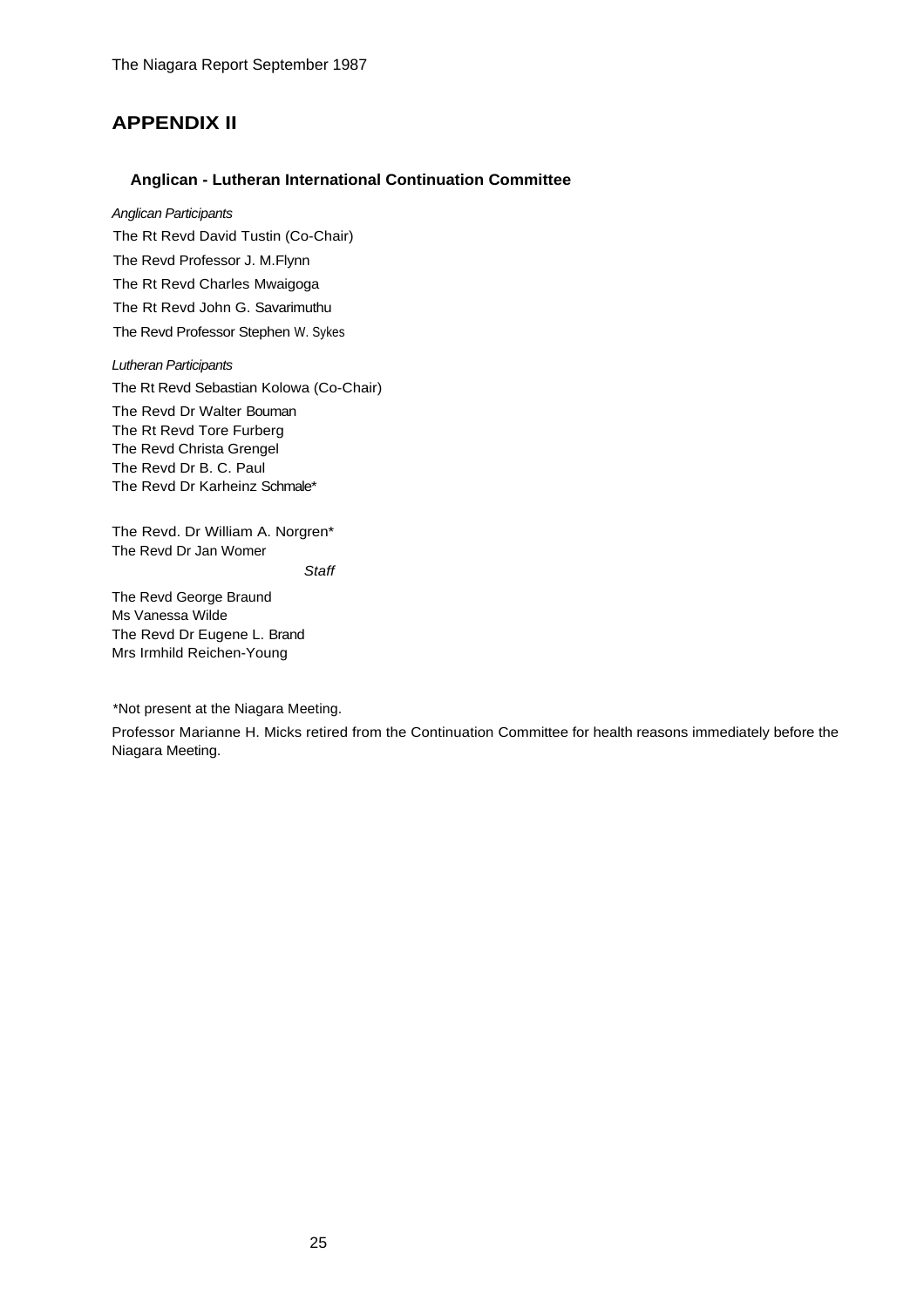# APPENDIX II

### Anglican - Lutheran International Continuation Committee

*Anglican Participants*

The Rt Revd David Tustin (Co-Chair)

The Revd Professor J. M.Flynn

The Rt Revd Charles Mwaigoga

The Rt Revd John G. Savarimuthu

The Revd Professor Stephen W. Sykes

*Lutheran Participants*

The Rt Revd Sebastian Kolowa (Co-Chair)

The Revd Dr Walter Bouman
The Rt Revd Tore Furberg
The Revd Christa Grengel
The Revd Dr B. C. Paul
The Revd Dr Karheinz Schmale*

The Revd. Dr William A. Norgren*
The Revd Dr Jan Womer

*Staff*

The Revd George Braund
Ms Vanessa Wilde
The Revd Dr Eugene L. Brand
Mrs Irmhild Reichen-Young

*Not present at the Niagara Meeting.

Professor Marianne H. Micks retired from the Continuation Committee for health reasons immediately before the Niagara Meeting.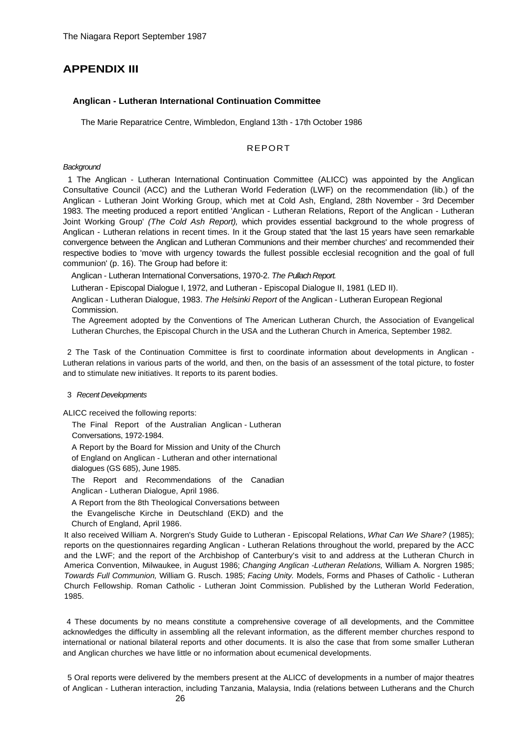## APPENDIX III

### Anglican - Lutheran International Continuation Committee

The Marie Reparatrice Centre, Wimbledon, England 13th - 17th October 1986

REPORT

*Background*

1 The Anglican - Lutheran International Continuation Committee (ALICC) was appointed by the Anglican Consultative Council (ACC) and the Lutheran World Federation (LWF) on the recommendation (lib.) of the Anglican - Lutheran Joint Working Group, which met at Cold Ash, England, 28th November - 3rd December 1983. The meeting produced a report entitled 'Anglican - Lutheran Relations, Report of the Anglican - Lutheran Joint Working Group' *(The Cold Ash Report),* which provides essential background to the whole progress of Anglican - Lutheran relations in recent times. In it the Group stated that 'the last 15 years have seen remarkable convergence between the Anglican and Lutheran Communions and their member churches' and recommended their respective bodies to 'move with urgency towards the fullest possible ecclesial recognition and the goal of full communion' (p. 16). The Group had before it:

Anglican - Lutheran International Conversations, 1970-2. *The Pullach Report.*

Lutheran - Episcopal Dialogue I, 1972, and Lutheran - Episcopal Dialogue II, 1981 (LED II).

Anglican - Lutheran Dialogue, 1983. *The Helsinki Report* of the Anglican - Lutheran European Regional Commission.

The Agreement adopted by the Conventions of The American Lutheran Church, the Association of Evangelical Lutheran Churches, the Episcopal Church in the USA and the Lutheran Church in America, September 1982.

2 The Task of the Continuation Committee is first to coordinate information about developments in Anglican - Lutheran relations in various parts of the world, and then, on the basis of an assessment of the total picture, to foster and to stimulate new initiatives. It reports to its parent bodies.

3 *Recent Developments*

ALICC received the following reports:

The Final Report of the Australian Anglican - Lutheran Conversations, 1972-1984.

A Report by the Board for Mission and Unity of the Church of England on Anglican - Lutheran and other international dialogues (GS 685), June 1985.

The Report and Recommendations of the Canadian Anglican - Lutheran Dialogue, April 1986.

A Report from the 8th Theological Conversations between the Evangelische Kirche in Deutschland (EKD) and the Church of England, April 1986.

It also received William A. Norgren's Study Guide to Lutheran - Episcopal Relations, *What Can We Share?* (1985); reports on the questionnaires regarding Anglican - Lutheran Relations throughout the world, prepared by the ACC and the LWF; and the report of the Archbishop of Canterbury's visit to and address at the Lutheran Church in America Convention, Milwaukee, in August 1986; *Changing Anglican -Lutheran Relations,* William A. Norgren 1985; *Towards Full Communion,* William G. Rusch. 1985; *Facing Unity.* Models, Forms and Phases of Catholic - Lutheran Church Fellowship. Roman Catholic - Lutheran Joint Commission. Published by the Lutheran World Federation, 1985.

4 These documents by no means constitute a comprehensive coverage of all developments, and the Committee acknowledges the difficulty in assembling all the relevant information, as the different member churches respond to international or national bilateral reports and other documents. It is also the case that from some smaller Lutheran and Anglican churches we have little or no information about ecumenical developments.

5 Oral reports were delivered by the members present at the ALICC of developments in a number of major theatres of Anglican - Lutheran interaction, including Tanzania, Malaysia, India (relations between Lutherans and the Church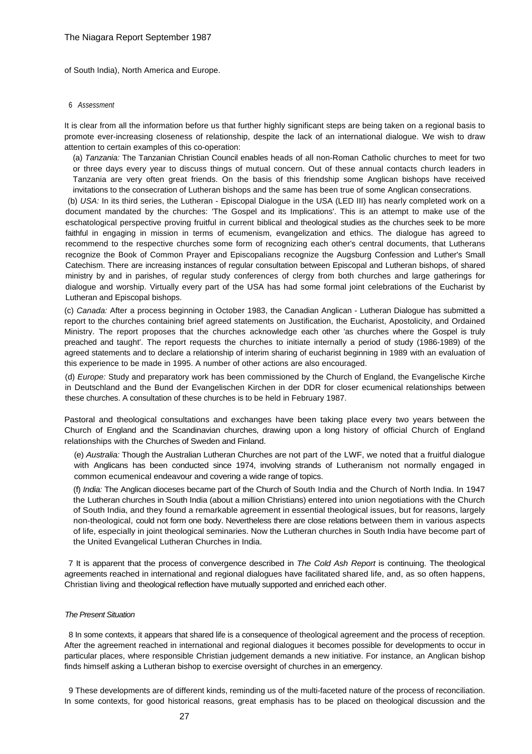of South India), North America and Europe.

6 *Assessment*

It is clear from all the information before us that further highly significant steps are being taken on a regional basis to promote ever-increasing closeness of relationship, despite the lack of an international dialogue. We wish to draw attention to certain examples of this co-operation:

(a) *Tanzania:* The Tanzanian Christian Council enables heads of all non-Roman Catholic churches to meet for two or three days every year to discuss things of mutual concern. Out of these annual contacts church leaders in Tanzania are very often great friends. On the basis of this friendship some Anglican bishops have received invitations to the consecration of Lutheran bishops and the same has been true of some Anglican consecrations.

(b) *USA:* In its third series, the Lutheran - Episcopal Dialogue in the USA (LED III) has nearly completed work on a document mandated by the churches: 'The Gospel and its Implications'. This is an attempt to make use of the eschatological perspective proving fruitful in current biblical and theological studies as the churches seek to be more faithful in engaging in mission in terms of ecumenism, evangelization and ethics. The dialogue has agreed to recommend to the respective churches some form of recognizing each other's central documents, that Lutherans recognize the Book of Common Prayer and Episcopalians recognize the Augsburg Confession and Luther's Small Catechism. There are increasing instances of regular consultation between Episcopal and Lutheran bishops, of shared ministry by and in parishes, of regular study conferences of clergy from both churches and large gatherings for dialogue and worship. Virtually every part of the USA has had some formal joint celebrations of the Eucharist by Lutheran and Episcopal bishops.

(c) *Canada:* After a process beginning in October 1983, the Canadian Anglican - Lutheran Dialogue has submitted a report to the churches containing brief agreed statements on Justification, the Eucharist, Apostolicity, and Ordained Ministry. The report proposes that the churches acknowledge each other 'as churches where the Gospel is truly preached and taught'. The report requests the churches to initiate internally a period of study (1986-1989) of the agreed statements and to declare a relationship of interim sharing of eucharist beginning in 1989 with an evaluation of this experience to be made in 1995. A number of other actions are also encouraged.

(d) *Europe:* Study and preparatory work has been commissioned by the Church of England, the Evangelische Kirche in Deutschland and the Bund der Evangelischen Kirchen in der DDR for closer ecumenical relationships between these churches. A consultation of these churches is to be held in February 1987.

Pastoral and theological consultations and exchanges have been taking place every two years between the Church of England and the Scandinavian churches, drawing upon a long history of official Church of England relationships with the Churches of Sweden and Finland.

(e) *Australia:* Though the Australian Lutheran Churches are not part of the LWF, we noted that a fruitful dialogue with Anglicans has been conducted since 1974, involving strands of Lutheranism not normally engaged in common ecumenical endeavour and covering a wide range of topics.

(f) *India:* The Anglican dioceses became part of the Church of South India and the Church of North India. In 1947 the Lutheran churches in South India (about a million Christians) entered into union negotiations with the Church of South India, and they found a remarkable agreement in essential theological issues, but for reasons, largely non-theological, could not form one body. Nevertheless there are close relations between them in various aspects of life, especially in joint theological seminaries. Now the Lutheran churches in South India have become part of the United Evangelical Lutheran Churches in India.

7 It is apparent that the process of convergence described in *The Cold Ash Report* is continuing. The theological agreements reached in international and regional dialogues have facilitated shared life, and, as so often happens, Christian living and theological reflection have mutually supported and enriched each other.

*The Present Situation*

8 In some contexts, it appears that shared life is a consequence of theological agreement and the process of reception. After the agreement reached in international and regional dialogues it becomes possible for developments to occur in particular places, where responsible Christian judgement demands a new initiative. For instance, an Anglican bishop finds himself asking a Lutheran bishop to exercise oversight of churches in an emergency.

9 These developments are of different kinds, reminding us of the multi-faceted nature of the process of reconciliation. In some contexts, for good historical reasons, great emphasis has to be placed on theological discussion and the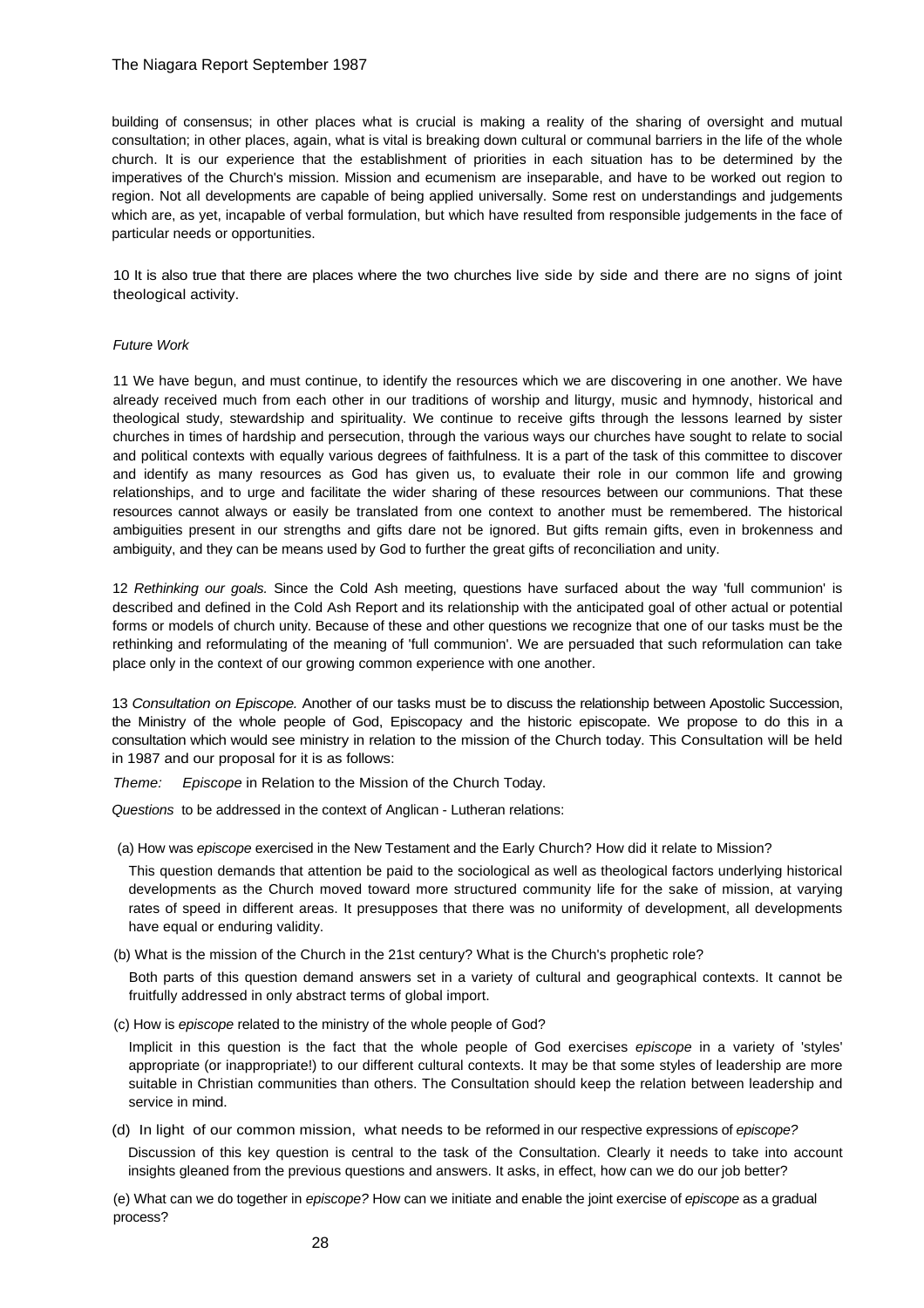building of consensus; in other places what is crucial is making a reality of the sharing of oversight and mutual consultation; in other places, again, what is vital is breaking down cultural or communal barriers in the life of the whole church. It is our experience that the establishment of priorities in each situation has to be determined by the imperatives of the Church's mission. Mission and ecumenism are inseparable, and have to be worked out region to region. Not all developments are capable of being applied universally. Some rest on understandings and judgements which are, as yet, incapable of verbal formulation, but which have resulted from responsible judgements in the face of particular needs or opportunities.

10 It is also true that there are places where the two churches live side by side and there are no signs of joint theological activity.

*Future Work*

11 We have begun, and must continue, to identify the resources which we are discovering in one another. We have already received much from each other in our traditions of worship and liturgy, music and hymnody, historical and theological study, stewardship and spirituality. We continue to receive gifts through the lessons learned by sister churches in times of hardship and persecution, through the various ways our churches have sought to relate to social and political contexts with equally various degrees of faithfulness. It is a part of the task of this committee to discover and identify as many resources as God has given us, to evaluate their role in our common life and growing relationships, and to urge and facilitate the wider sharing of these resources between our communions. That these resources cannot always or easily be translated from one context to another must be remembered. The historical ambiguities present in our strengths and gifts dare not be ignored. But gifts remain gifts, even in brokenness and ambiguity, and they can be means used by God to further the great gifts of reconciliation and unity.

12 *Rethinking our goals.* Since the Cold Ash meeting, questions have surfaced about the way 'full communion' is described and defined in the Cold Ash Report and its relationship with the anticipated goal of other actual or potential forms or models of church unity. Because of these and other questions we recognize that one of our tasks must be the rethinking and reformulating of the meaning of 'full communion'. We are persuaded that such reformulation can take place only in the context of our growing common experience with one another.

13 *Consultation on Episcope.* Another of our tasks must be to discuss the relationship between Apostolic Succession, the Ministry of the whole people of God, Episcopacy and the historic episcopate. We propose to do this in a consultation which would see ministry in relation to the mission of the Church today. This Consultation will be held in 1987 and our proposal for it is as follows:

*Theme:* *Episcope* in Relation to the Mission of the Church Today.

*Questions* to be addressed in the context of Anglican - Lutheran relations:

(a) How was *episcope* exercised in the New Testament and the Early Church? How did it relate to Mission?

This question demands that attention be paid to the sociological as well as theological factors underlying historical developments as the Church moved toward more structured community life for the sake of mission, at varying rates of speed in different areas. It presupposes that there was no uniformity of development, all developments have equal or enduring validity.

(b) What is the mission of the Church in the 21st century? What is the Church's prophetic role?

Both parts of this question demand answers set in a variety of cultural and geographical contexts. It cannot be fruitfully addressed in only abstract terms of global import.

(c) How is *episcope* related to the ministry of the whole people of God?

Implicit in this question is the fact that the whole people of God exercises *episcope* in a variety of 'styles' appropriate (or inappropriate!) to our different cultural contexts. It may be that some styles of leadership are more suitable in Christian communities than others. The Consultation should keep the relation between leadership and service in mind.

(d) In light of our common mission, what needs to be reformed in our respective expressions of *episcope?*

Discussion of this key question is central to the task of the Consultation. Clearly it needs to take into account insights gleaned from the previous questions and answers. It asks, in effect, how can we do our job better?

(e) What can we do together in *episcope?* How can we initiate and enable the joint exercise of *episcope* as a gradual process?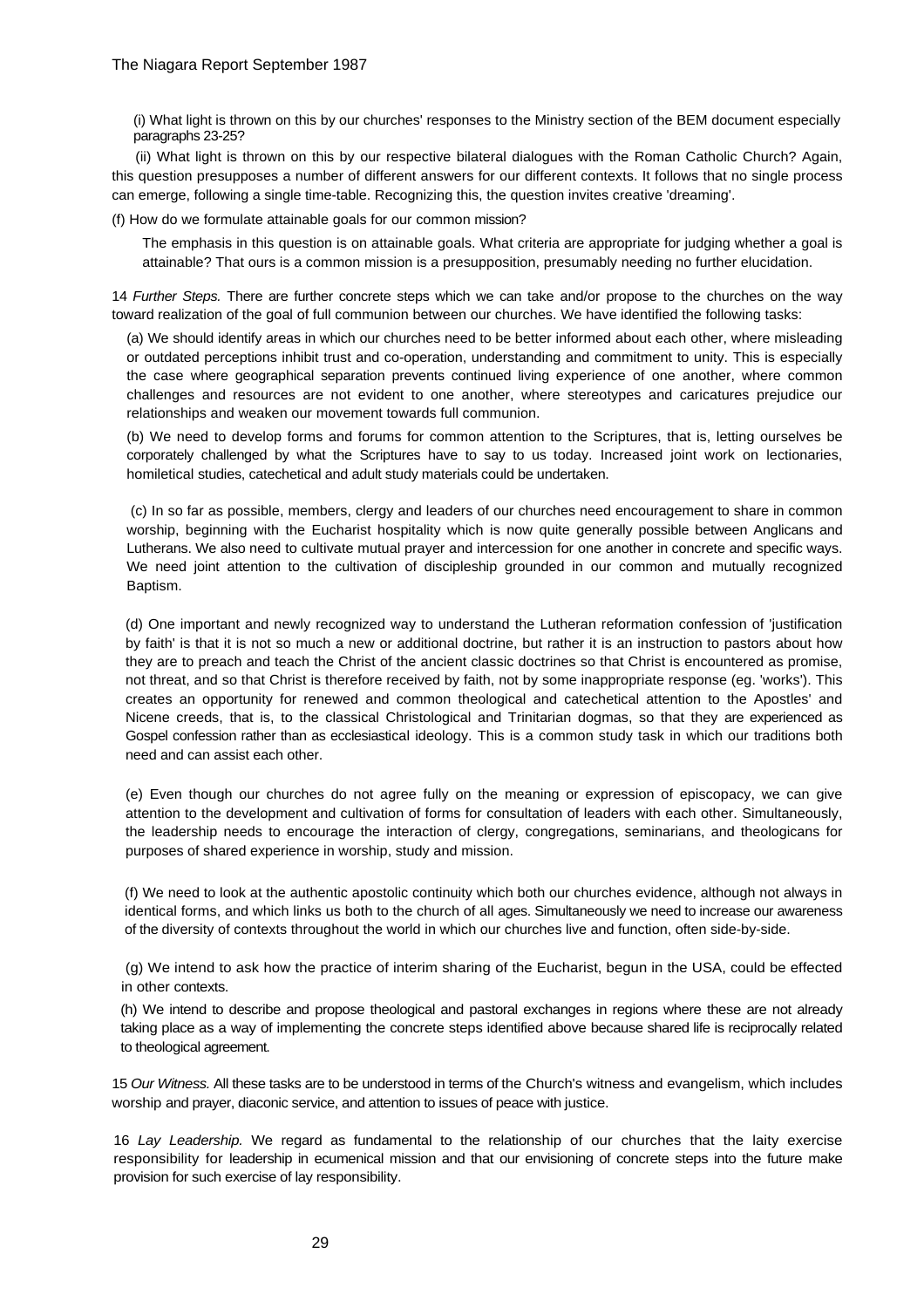(i) What light is thrown on this by our churches' responses to the Ministry section of the BEM document especially paragraphs 23-25?

(ii) What light is thrown on this by our respective bilateral dialogues with the Roman Catholic Church? Again, this question presupposes a number of different answers for our different contexts. It follows that no single process can emerge, following a single time-table. Recognizing this, the question invites creative 'dreaming'.

(f) How do we formulate attainable goals for our common mission?

The emphasis in this question is on attainable goals. What criteria are appropriate for judging whether a goal is attainable? That ours is a common mission is a presupposition, presumably needing no further elucidation.

14 *Further Steps.* There are further concrete steps which we can take and/or propose to the churches on the way toward realization of the goal of full communion between our churches. We have identified the following tasks:

(a) We should identify areas in which our churches need to be better informed about each other, where misleading or outdated perceptions inhibit trust and co-operation, understanding and commitment to unity. This is especially the case where geographical separation prevents continued living experience of one another, where common challenges and resources are not evident to one another, where stereotypes and caricatures prejudice our relationships and weaken our movement towards full communion.

(b) We need to develop forms and forums for common attention to the Scriptures, that is, letting ourselves be corporately challenged by what the Scriptures have to say to us today. Increased joint work on lectionaries, homiletical studies, catechetical and adult study materials could be undertaken.

(c) In so far as possible, members, clergy and leaders of our churches need encouragement to share in common worship, beginning with the Eucharist hospitality which is now quite generally possible between Anglicans and Lutherans. We also need to cultivate mutual prayer and intercession for one another in concrete and specific ways. We need joint attention to the cultivation of discipleship grounded in our common and mutually recognized Baptism.

(d) One important and newly recognized way to understand the Lutheran reformation confession of 'justification by faith' is that it is not so much a new or additional doctrine, but rather it is an instruction to pastors about how they are to preach and teach the Christ of the ancient classic doctrines so that Christ is encountered as promise, not threat, and so that Christ is therefore received by faith, not by some inappropriate response (eg. 'works'). This creates an opportunity for renewed and common theological and catechetical attention to the Apostles' and Nicene creeds, that is, to the classical Christological and Trinitarian dogmas, so that they are experienced as Gospel confession rather than as ecclesiastical ideology. This is a common study task in which our traditions both need and can assist each other.

(e) Even though our churches do not agree fully on the meaning or expression of episcopacy, we can give attention to the development and cultivation of forms for consultation of leaders with each other. Simultaneously, the leadership needs to encourage the interaction of clergy, congregations, seminarians, and theologicans for purposes of shared experience in worship, study and mission.

(f) We need to look at the authentic apostolic continuity which both our churches evidence, although not always in identical forms, and which links us both to the church of all ages. Simultaneously we need to increase our awareness of the diversity of contexts throughout the world in which our churches live and function, often side-by-side.

(g) We intend to ask how the practice of interim sharing of the Eucharist, begun in the USA, could be effected in other contexts.

(h) We intend to describe and propose theological and pastoral exchanges in regions where these are not already taking place as a way of implementing the concrete steps identified above because shared life is reciprocally related to theological agreement.

15 *Our Witness.* All these tasks are to be understood in terms of the Church's witness and evangelism, which includes worship and prayer, diaconic service, and attention to issues of peace with justice.

16 *Lay Leadership.* We regard as fundamental to the relationship of our churches that the laity exercise responsibility for leadership in ecumenical mission and that our envisioning of concrete steps into the future make provision for such exercise of lay responsibility.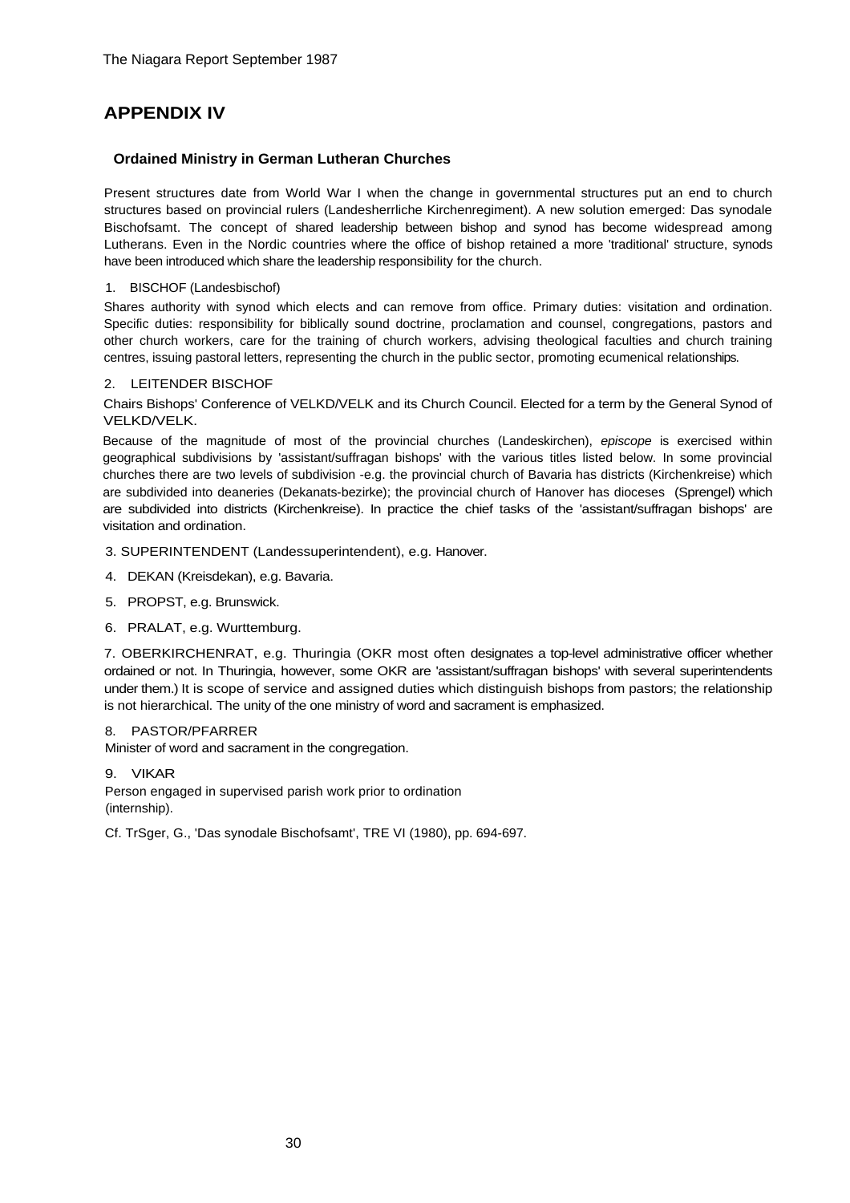## APPENDIX IV

### Ordained Ministry in German Lutheran Churches

Present structures date from World War I when the change in governmental structures put an end to church structures based on provincial rulers (Landesherrliche Kirchenregiment). A new solution emerged: Das synodale Bischofsamt. The concept of shared leadership between bishop and synod has become widespread among Lutherans. Even in the Nordic countries where the office of bishop retained a more 'traditional' structure, synods have been introduced which share the leadership responsibility for the church.

1. BISCHOF (Landesbischof)

Shares authority with synod which elects and can remove from office. Primary duties: visitation and ordination. Specific duties: responsibility for biblically sound doctrine, proclamation and counsel, congregations, pastors and other church workers, care for the training of church workers, advising theological faculties and church training centres, issuing pastoral letters, representing the church in the public sector, promoting ecumenical relationships.

2. LEITENDER BISCHOF

Chairs Bishops' Conference of VELKD/VELK and its Church Council. Elected for a term by the General Synod of VELKD/VELK.

Because of the magnitude of most of the provincial churches (Landeskirchen), *episcope* is exercised within geographical subdivisions by 'assistant/suffragan bishops' with the various titles listed below. In some provincial churches there are two levels of subdivision -e.g. the provincial church of Bavaria has districts (Kirchenkreise) which are subdivided into deaneries (Dekanats-bezirke); the provincial church of Hanover has dioceses (Sprengel) which are subdivided into districts (Kirchenkreise). In practice the chief tasks of the 'assistant/suffragan bishops' are visitation and ordination.

3. SUPERINTENDENT (Landessuperintendent), e.g. Hanover.

4. DEKAN (Kreisdekan), e.g. Bavaria.

5. PROPST, e.g. Brunswick.

6. PRALAT, e.g. Wurttemburg.

7. OBERKIRCHENRAT, e.g. Thuringia (OKR most often designates a top-level administrative officer whether ordained or not. In Thuringia, however, some OKR are 'assistant/suffragan bishops' with several superintendents under them.) It is scope of service and assigned duties which distinguish bishops from pastors; the relationship is not hierarchical. The unity of the one ministry of word and sacrament is emphasized.

8. PASTOR/PFARRER

Minister of word and sacrament in the congregation.

9. VIKAR

Person engaged in supervised parish work prior to ordination (internship).

Cf. TrSger, G., 'Das synodale Bischofsamt', TRE VI (1980), pp. 694-697.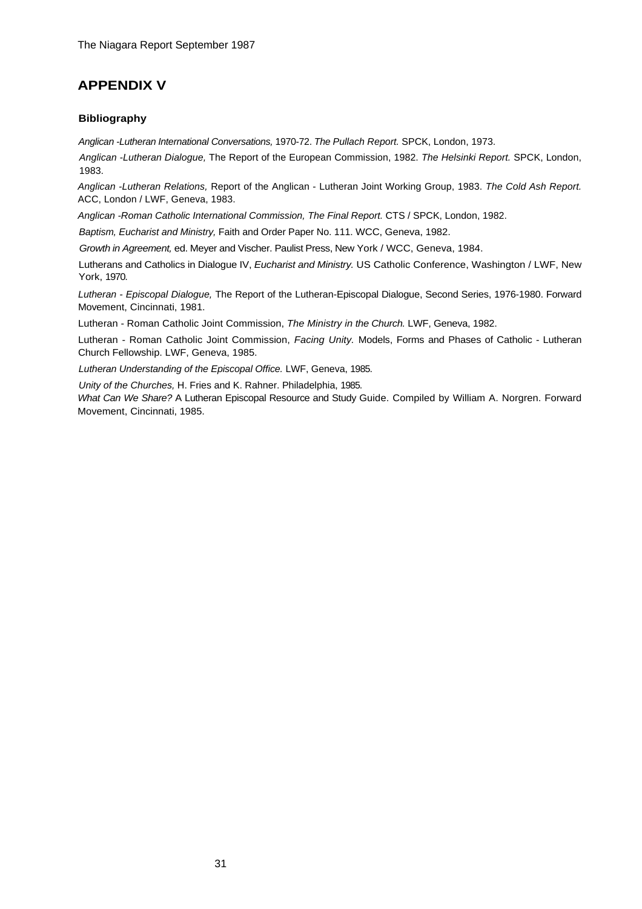## APPENDIX V

### Bibliography

*Anglican -Lutheran International Conversations,* 1970-72. *The Pullach Report.* SPCK, London, 1973.

*Anglican -Lutheran Dialogue,* The Report of the European Commission, 1982. *The Helsinki Report.* SPCK, London, 1983.

*Anglican -Lutheran Relations,* Report of the Anglican - Lutheran Joint Working Group, 1983. *The Cold Ash Report.* ACC, London / LWF, Geneva, 1983.

*Anglican -Roman Catholic International Commission, The Final Report.* CTS / SPCK, London, 1982.

*Baptism, Eucharist and Ministry,* Faith and Order Paper No. 111. WCC, Geneva, 1982.

*Growth in Agreement,* ed. Meyer and Vischer. Paulist Press, New York / WCC, Geneva, 1984.

Lutherans and Catholics in Dialogue IV, *Eucharist and Ministry.* US Catholic Conference, Washington / LWF, New York, 1970.

*Lutheran - Episcopal Dialogue,* The Report of the Lutheran-Episcopal Dialogue, Second Series, 1976-1980. Forward Movement, Cincinnati, 1981.

Lutheran - Roman Catholic Joint Commission, *The Ministry in the Church.* LWF, Geneva, 1982.

Lutheran - Roman Catholic Joint Commission, *Facing Unity.* Models, Forms and Phases of Catholic - Lutheran Church Fellowship. LWF, Geneva, 1985.

*Lutheran Understanding of the Episcopal Office.* LWF, Geneva, 1985.

*Unity of the Churches,* H. Fries and K. Rahner. Philadelphia, 1985.

*What Can We Share?* A Lutheran Episcopal Resource and Study Guide. Compiled by William A. Norgren. Forward Movement, Cincinnati, 1985.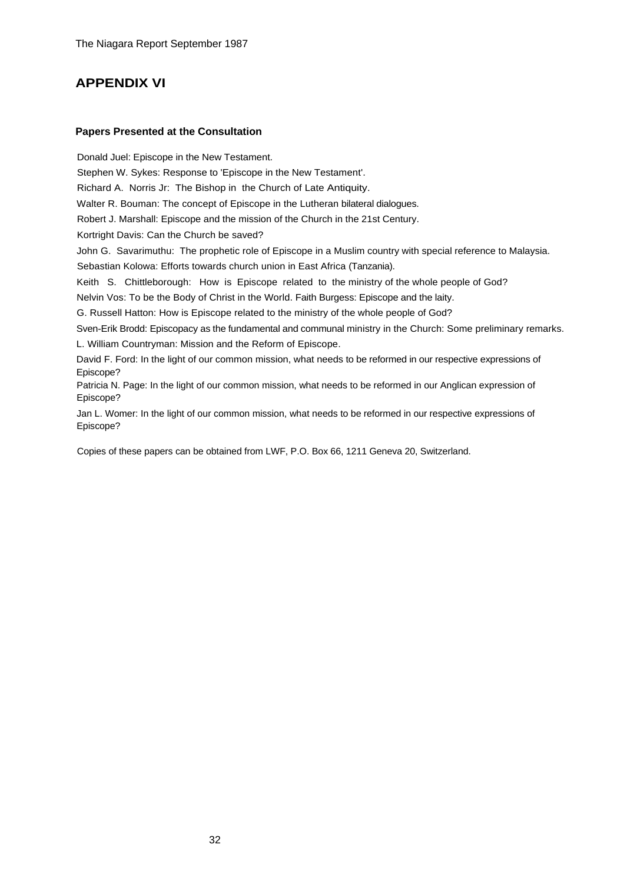# APPENDIX VI

### Papers Presented at the Consultation

Donald Juel: Episcope in the New Testament.

Stephen W. Sykes: Response to 'Episcope in the New Testament'.

Richard A. Norris Jr: The Bishop in the Church of Late Antiquity.

Walter R. Bouman: The concept of Episcope in the Lutheran bilateral dialogues.

Robert J. Marshall: Episcope and the mission of the Church in the 21st Century.

Kortright Davis: Can the Church be saved?

John G. Savarimuthu: The prophetic role of Episcope in a Muslim country with special reference to Malaysia.

Sebastian Kolowa: Efforts towards church union in East Africa (Tanzania).

Keith S. Chittleborough: How is Episcope related to the ministry of the whole people of God?

Nelvin Vos: To be the Body of Christ in the World. Faith Burgess: Episcope and the laity.

G. Russell Hatton: How is Episcope related to the ministry of the whole people of God?

Sven-Erik Brodd: Episcopacy as the fundamental and communal ministry in the Church: Some preliminary remarks.

L. William Countryman: Mission and the Reform of Episcope.

David F. Ford: In the light of our common mission, what needs to be reformed in our respective expressions of Episcope?

Patricia N. Page: In the light of our common mission, what needs to be reformed in our Anglican expression of Episcope?

Jan L. Womer: In the light of our common mission, what needs to be reformed in our respective expressions of Episcope?

Copies of these papers can be obtained from LWF, P.O. Box 66, 1211 Geneva 20, Switzerland.